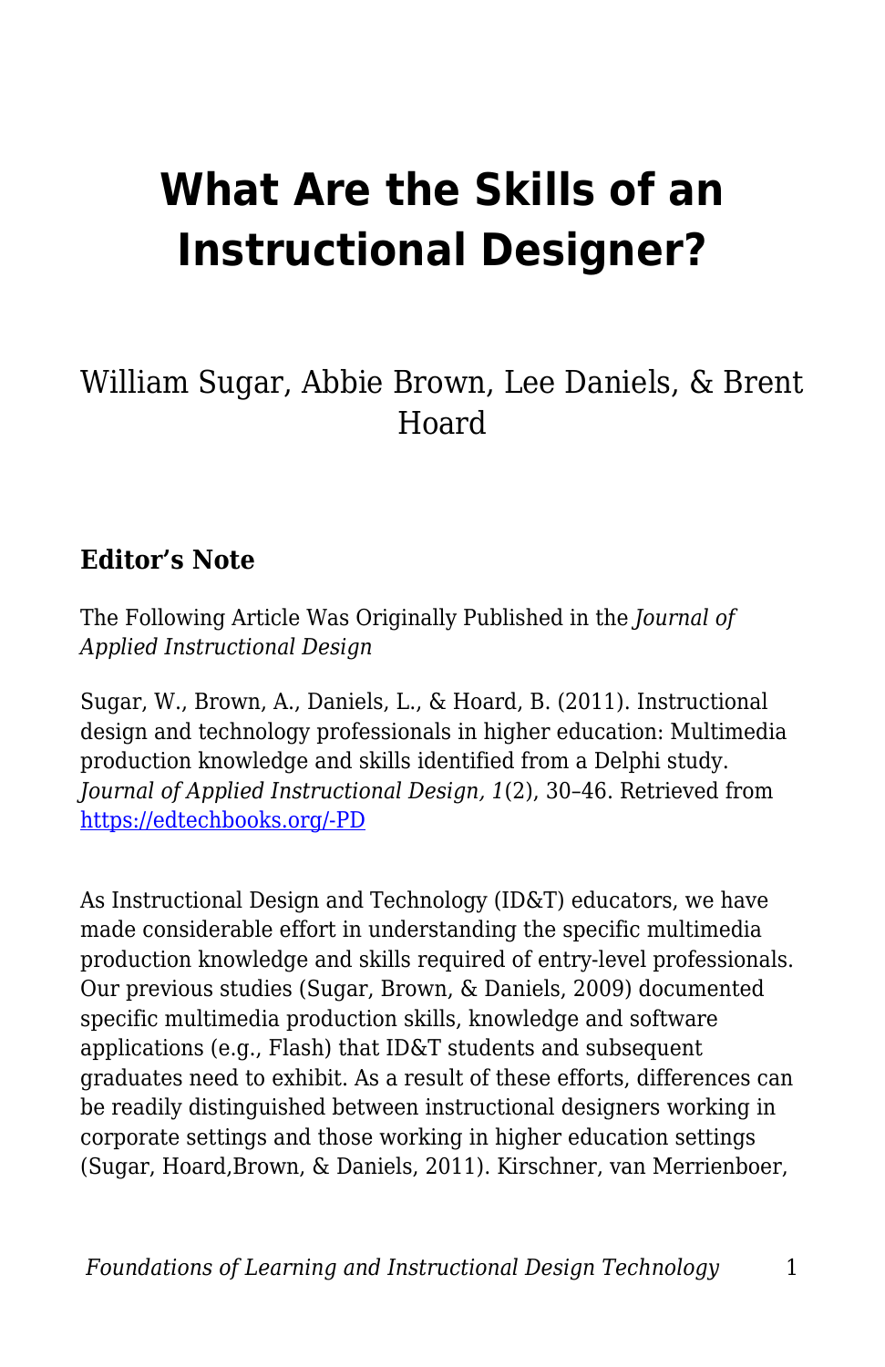# What Are the Skills of an Instructional Designer?

William Sugar, Abbie Brown, Lee Daniels, & Brent Hoard

### Editor's Note

The Following Article Was Originally Published in the *Journal of Applied Instructional Design*

Sugar, W., Brown, A., Daniels, L., & Hoard, B. (2011). Instructional design and technology professionals in higher education: Multimedia production knowledge and skills identified from a Delphi study. *Journal of Applied Instructional Design, 1*(2), 30–46. Retrieved from [https://edtechbooks.org/-PD](https://edtechbooks.org/-PD)

As Instructional Design and Technology (ID&T) educators, we have made considerable effort in understanding the specific multimedia production knowledge and skills required of entry-level professionals. Our previous studies (Sugar, Brown, & Daniels, 2009) documented specific multimedia production skills, knowledge and software applications (e.g., Flash) that ID&T students and subsequent graduates need to exhibit. As a result of these efforts, differences can be readily distinguished between instructional designers working in corporate settings and those working in higher education settings (Sugar, Hoard,Brown, & Daniels, 2011). Kirschner, van Merrienboer,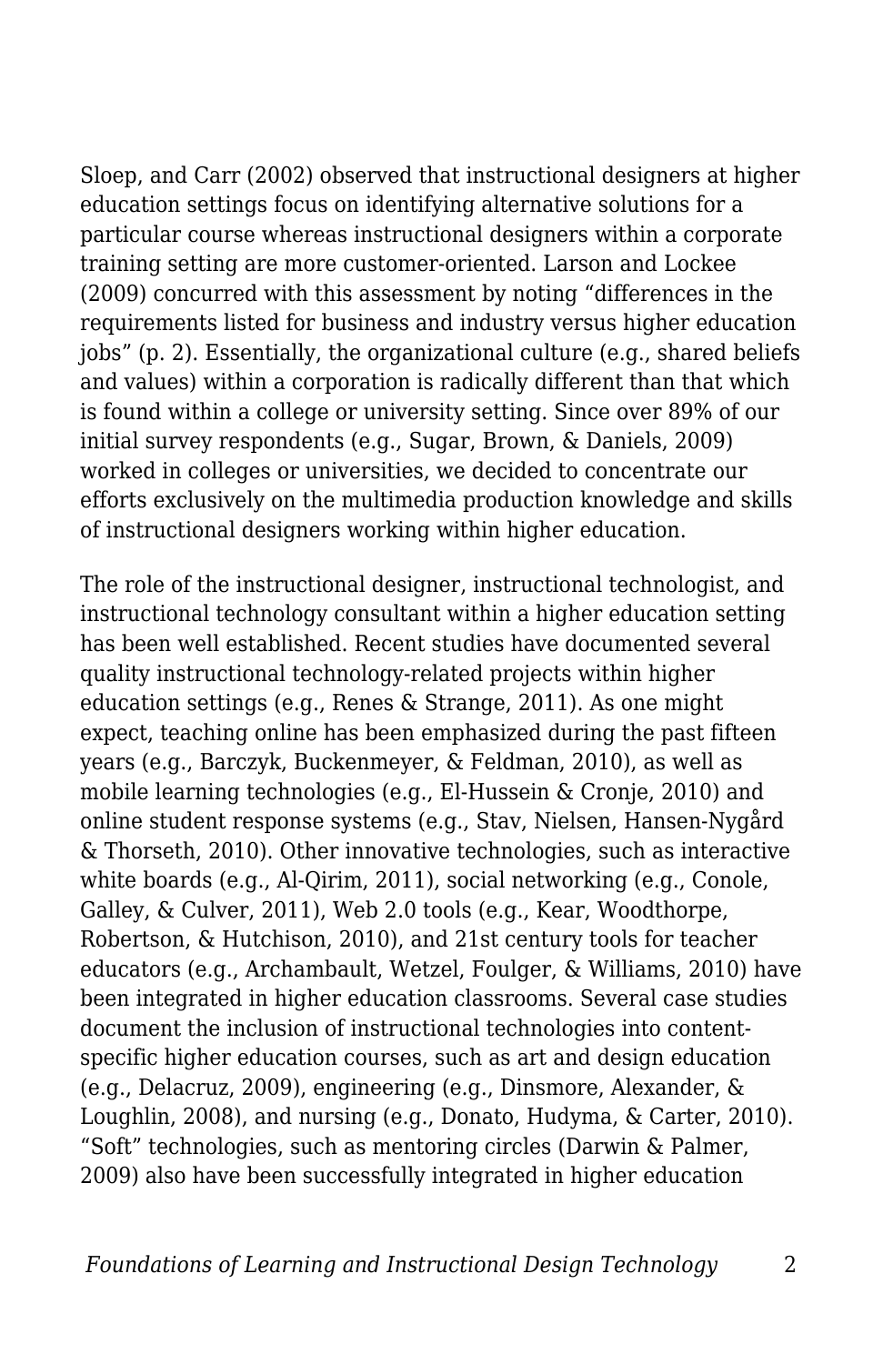Sloep, and Carr (2002) observed that instructional designers at higher education settings focus on identifying alternative solutions for a particular course whereas instructional designers within a corporate training setting are more customer-oriented. Larson and Lockee (2009) concurred with this assessment by noting "differences in the requirements listed for business and industry versus higher education jobs" (p. 2). Essentially, the organizational culture (e.g., shared beliefs and values) within a corporation is radically different than that which is found within a college or university setting. Since over 89% of our initial survey respondents (e.g., Sugar, Brown, & Daniels, 2009) worked in colleges or universities, we decided to concentrate our efforts exclusively on the multimedia production knowledge and skills of instructional designers working within higher education.

The role of the instructional designer, instructional technologist, and instructional technology consultant within a higher education setting has been well established. Recent studies have documented several quality instructional technology-related projects within higher education settings (e.g., Renes & Strange, 2011). As one might expect, teaching online has been emphasized during the past fifteen years (e.g., Barczyk, Buckenmeyer, & Feldman, 2010), as well as mobile learning technologies (e.g., El-Hussein & Cronje, 2010) and online student response systems (e.g., Stav, Nielsen, Hansen-Nygård & Thorseth, 2010). Other innovative technologies, such as interactive white boards (e.g., Al-Qirim, 2011), social networking (e.g., Conole, Galley, & Culver, 2011), Web 2.0 tools (e.g., Kear, Woodthorpe, Robertson, & Hutchison, 2010), and 21st century tools for teacher educators (e.g., Archambault, Wetzel, Foulger, & Williams, 2010) have been integrated in higher education classrooms. Several case studies document the inclusion of instructional technologies into content-specific higher education courses, such as art and design education (e.g., Delacruz, 2009), engineering (e.g., Dinsmore, Alexander, & Loughlin, 2008), and nursing (e.g., Donato, Hudyma, & Carter, 2010). "Soft" technologies, such as mentoring circles (Darwin & Palmer, 2009) also have been successfully integrated in higher education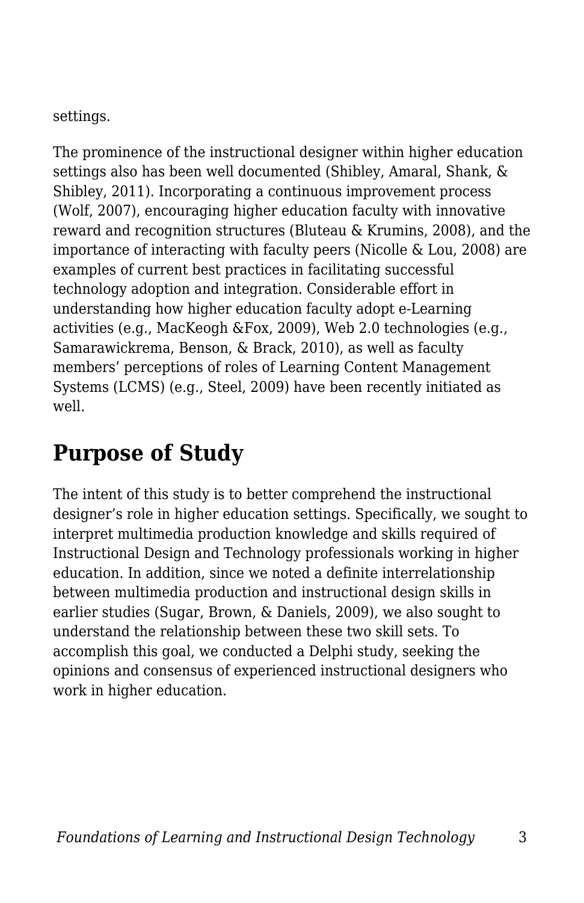settings.

The prominence of the instructional designer within higher education settings also has been well documented (Shibley, Amaral, Shank, & Shibley, 2011). Incorporating a continuous improvement process (Wolf, 2007), encouraging higher education faculty with innovative reward and recognition structures (Bluteau & Krumins, 2008), and the importance of interacting with faculty peers (Nicolle & Lou, 2008) are examples of current best practices in facilitating successful technology adoption and integration. Considerable effort in understanding how higher education faculty adopt e-Learning activities (e.g., MacKeogh &Fox, 2009), Web 2.0 technologies (e.g., Samarawickrema, Benson, & Brack, 2010), as well as faculty members' perceptions of roles of Learning Content Management Systems (LCMS) (e.g., Steel, 2009) have been recently initiated as well.

## Purpose of Study

The intent of this study is to better comprehend the instructional designer's role in higher education settings. Specifically, we sought to interpret multimedia production knowledge and skills required of Instructional Design and Technology professionals working in higher education. In addition, since we noted a definite interrelationship between multimedia production and instructional design skills in earlier studies (Sugar, Brown, & Daniels, 2009), we also sought to understand the relationship between these two skill sets. To accomplish this goal, we conducted a Delphi study, seeking the opinions and consensus of experienced instructional designers who work in higher education.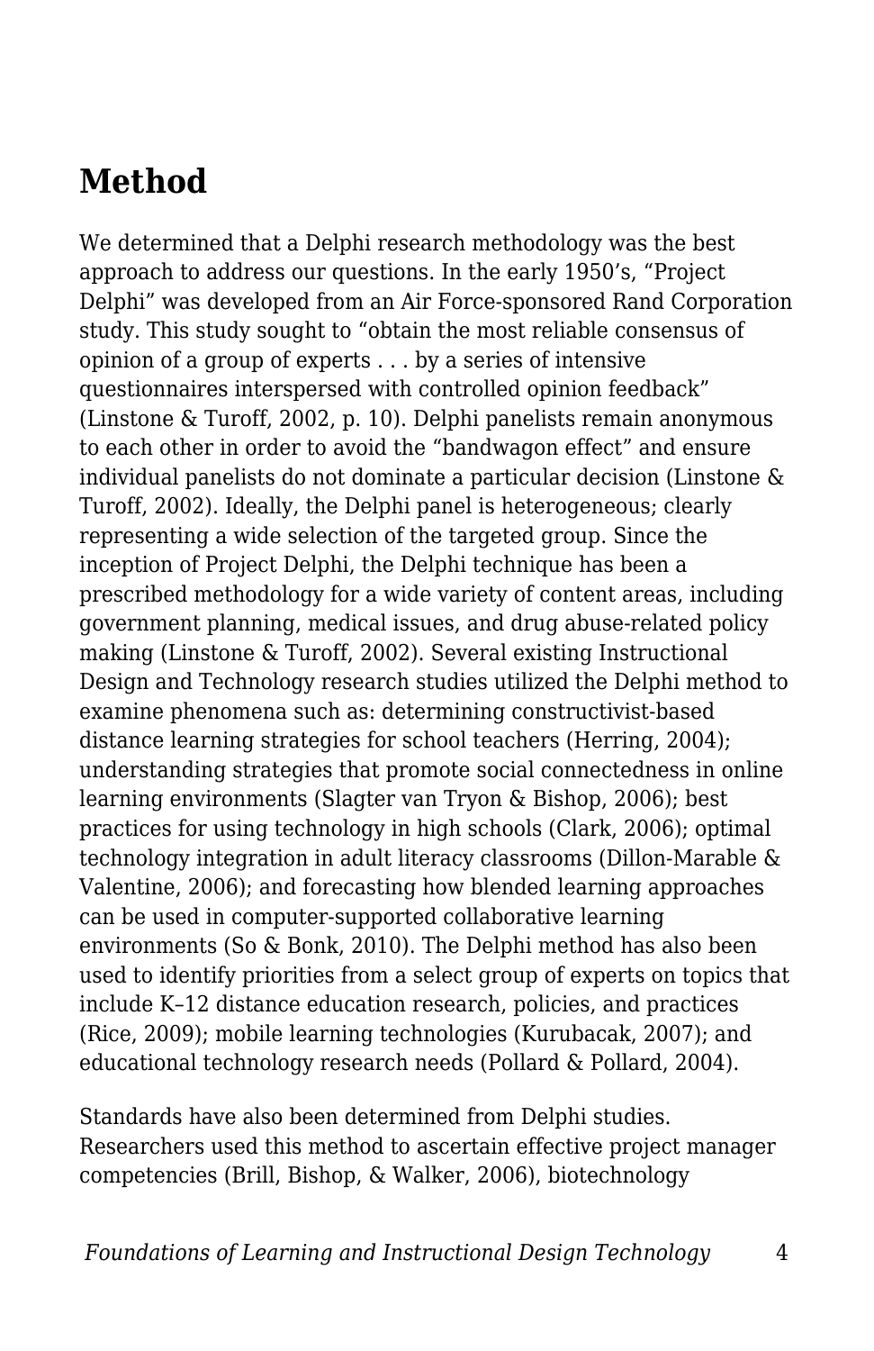## Method

We determined that a Delphi research methodology was the best approach to address our questions. In the early 1950's, "Project Delphi" was developed from an Air Force-sponsored Rand Corporation study. This study sought to "obtain the most reliable consensus of opinion of a group of experts . . . by a series of intensive questionnaires interspersed with controlled opinion feedback" (Linstone & Turoff, 2002, p. 10). Delphi panelists remain anonymous to each other in order to avoid the "bandwagon effect" and ensure individual panelists do not dominate a particular decision (Linstone & Turoff, 2002). Ideally, the Delphi panel is heterogeneous; clearly representing a wide selection of the targeted group. Since the inception of Project Delphi, the Delphi technique has been a prescribed methodology for a wide variety of content areas, including government planning, medical issues, and drug abuse-related policy making (Linstone & Turoff, 2002). Several existing Instructional Design and Technology research studies utilized the Delphi method to examine phenomena such as: determining constructivist-based distance learning strategies for school teachers (Herring, 2004); understanding strategies that promote social connectedness in online learning environments (Slagter van Tryon & Bishop, 2006); best practices for using technology in high schools (Clark, 2006); optimal technology integration in adult literacy classrooms (Dillon-Marable & Valentine, 2006); and forecasting how blended learning approaches can be used in computer-supported collaborative learning environments (So & Bonk, 2010). The Delphi method has also been used to identify priorities from a select group of experts on topics that include K–12 distance education research, policies, and practices (Rice, 2009); mobile learning technologies (Kurubacak, 2007); and educational technology research needs (Pollard & Pollard, 2004).

Standards have also been determined from Delphi studies. Researchers used this method to ascertain effective project manager competencies (Brill, Bishop, & Walker, 2006), biotechnology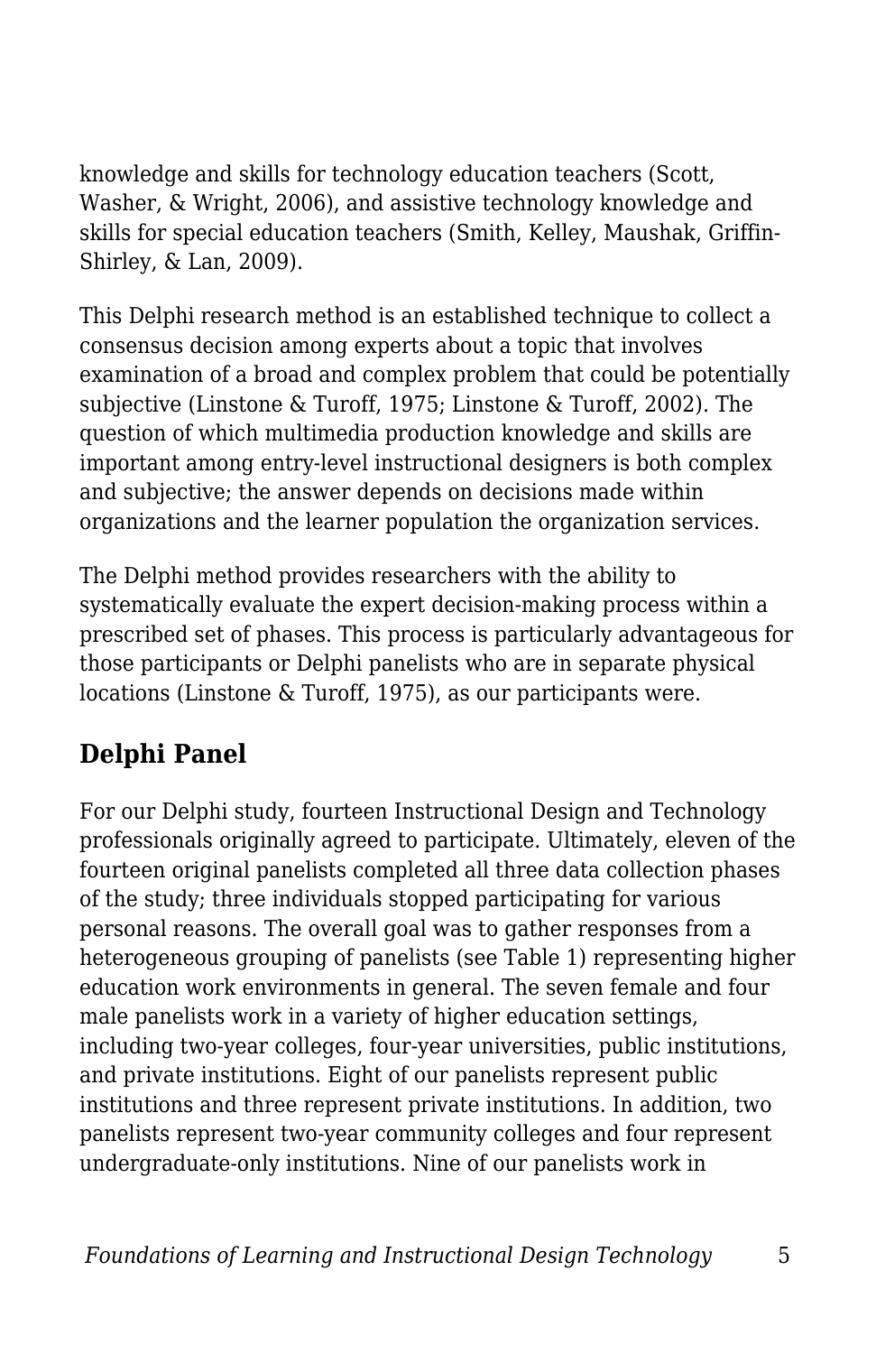knowledge and skills for technology education teachers (Scott, Washer, & Wright, 2006), and assistive technology knowledge and skills for special education teachers (Smith, Kelley, Maushak, Griffin-Shirley, & Lan, 2009).

This Delphi research method is an established technique to collect a consensus decision among experts about a topic that involves examination of a broad and complex problem that could be potentially subjective (Linstone & Turoff, 1975; Linstone & Turoff, 2002). The question of which multimedia production knowledge and skills are important among entry-level instructional designers is both complex and subjective; the answer depends on decisions made within organizations and the learner population the organization services.

The Delphi method provides researchers with the ability to systematically evaluate the expert decision-making process within a prescribed set of phases. This process is particularly advantageous for those participants or Delphi panelists who are in separate physical locations (Linstone & Turoff, 1975), as our participants were.

## Delphi Panel

For our Delphi study, fourteen Instructional Design and Technology professionals originally agreed to participate. Ultimately, eleven of the fourteen original panelists completed all three data collection phases of the study; three individuals stopped participating for various personal reasons. The overall goal was to gather responses from a heterogeneous grouping of panelists (see Table 1) representing higher education work environments in general. The seven female and four male panelists work in a variety of higher education settings, including two-year colleges, four-year universities, public institutions, and private institutions. Eight of our panelists represent public institutions and three represent private institutions. In addition, two panelists represent two-year community colleges and four represent undergraduate-only institutions. Nine of our panelists work in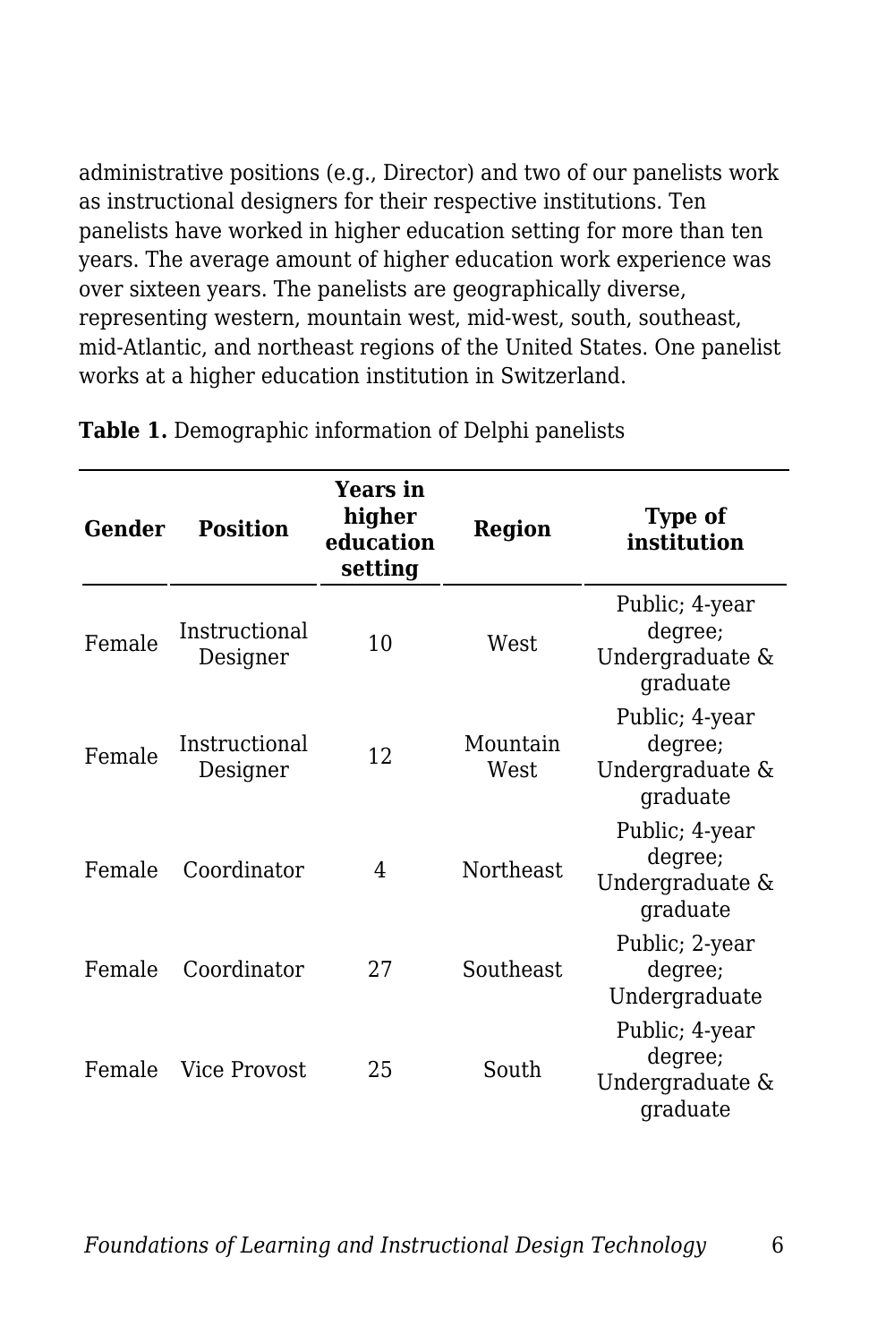administrative positions (e.g., Director) and two of our panelists work as instructional designers for their respective institutions. Ten panelists have worked in higher education setting for more than ten years. The average amount of higher education work experience was over sixteen years. The panelists are geographically diverse, representing western, mountain west, mid-west, south, southeast, mid-Atlantic, and northeast regions of the United States. One panelist works at a higher education institution in Switzerland.

**Table 1.** Demographic information of Delphi panelists

| Gender | Position | Years in higher education setting | Region | Type of institution |
|---|---|---|---|---|
| Female | Instructional Designer | 10 | West | Public; 4-year degree; Undergraduate & graduate |
| Female | Instructional Designer | 12 | Mountain West | Public; 4-year degree; Undergraduate & graduate |
| Female | Coordinator | 4 | Northeast | Public; 4-year degree; Undergraduate & graduate |
| Female | Coordinator | 27 | Southeast | Public; 2-year degree; Undergraduate |
| Female | Vice Provost | 25 | South | Public; 4-year degree; Undergraduate & graduate |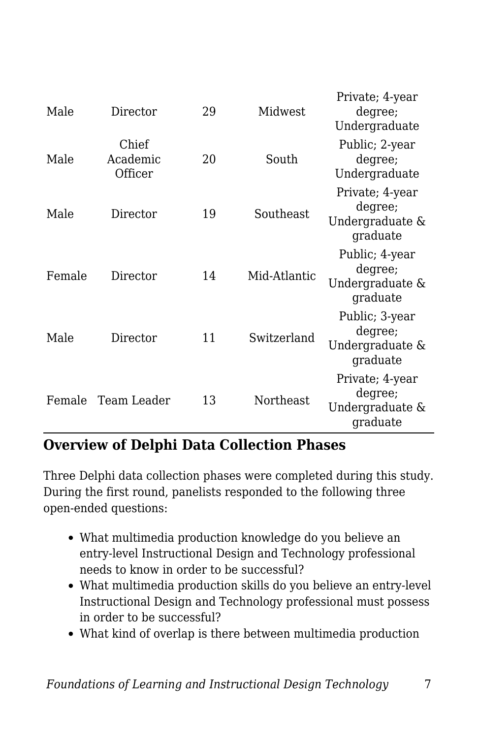| | | | | |
|---|---|---|---|---|
| Male | Director | 29 | Midwest | Private; 4-year degree; Undergraduate |
| Male | Chief Academic Officer | 20 | South | Public; 2-year degree; Undergraduate |
| Male | Director | 19 | Southeast | Private; 4-year degree; Undergraduate & graduate |
| Female | Director | 14 | Mid-Atlantic | Public; 4-year degree; Undergraduate & graduate |
| Male | Director | 11 | Switzerland | Public; 3-year degree; Undergraduate & graduate |
| Female | Team Leader | 13 | Northeast | Private; 4-year degree; Undergraduate & graduate |

## Overview of Delphi Data Collection Phases

Three Delphi data collection phases were completed during this study. During the first round, panelists responded to the following three open-ended questions:

- What multimedia production knowledge do you believe an entry-level Instructional Design and Technology professional needs to know in order to be successful?
- What multimedia production skills do you believe an entry-level Instructional Design and Technology professional must possess in order to be successful?
- What kind of overlap is there between multimedia production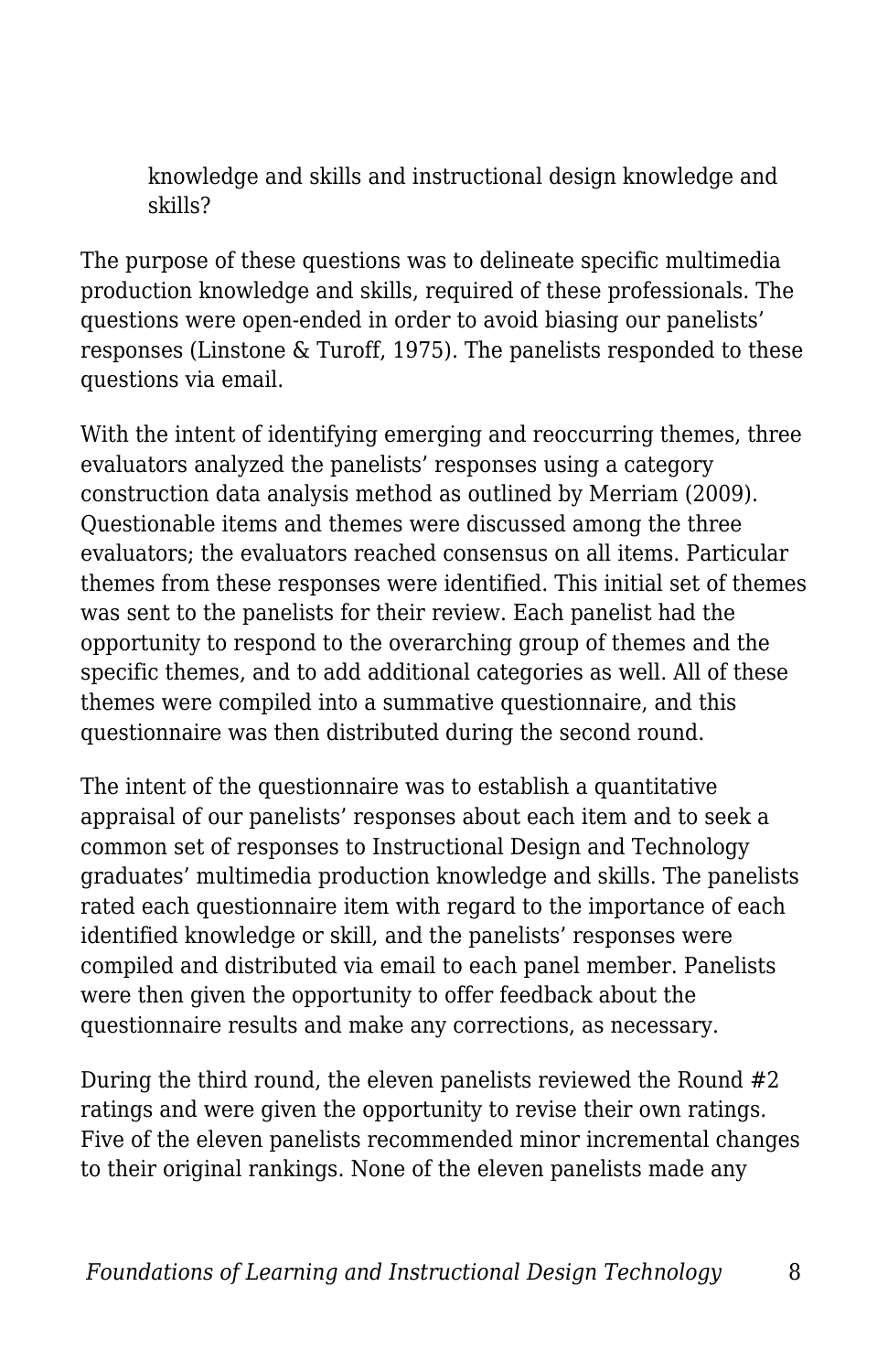knowledge and skills and instructional design knowledge and skills?

The purpose of these questions was to delineate specific multimedia production knowledge and skills, required of these professionals. The questions were open-ended in order to avoid biasing our panelists' responses (Linstone & Turoff, 1975). The panelists responded to these questions via email.

With the intent of identifying emerging and reoccurring themes, three evaluators analyzed the panelists' responses using a category construction data analysis method as outlined by Merriam (2009). Questionable items and themes were discussed among the three evaluators; the evaluators reached consensus on all items. Particular themes from these responses were identified. This initial set of themes was sent to the panelists for their review. Each panelist had the opportunity to respond to the overarching group of themes and the specific themes, and to add additional categories as well. All of these themes were compiled into a summative questionnaire, and this questionnaire was then distributed during the second round.

The intent of the questionnaire was to establish a quantitative appraisal of our panelists' responses about each item and to seek a common set of responses to Instructional Design and Technology graduates' multimedia production knowledge and skills. The panelists rated each questionnaire item with regard to the importance of each identified knowledge or skill, and the panelists' responses were compiled and distributed via email to each panel member. Panelists were then given the opportunity to offer feedback about the questionnaire results and make any corrections, as necessary.

During the third round, the eleven panelists reviewed the Round #2 ratings and were given the opportunity to revise their own ratings. Five of the eleven panelists recommended minor incremental changes to their original rankings. None of the eleven panelists made any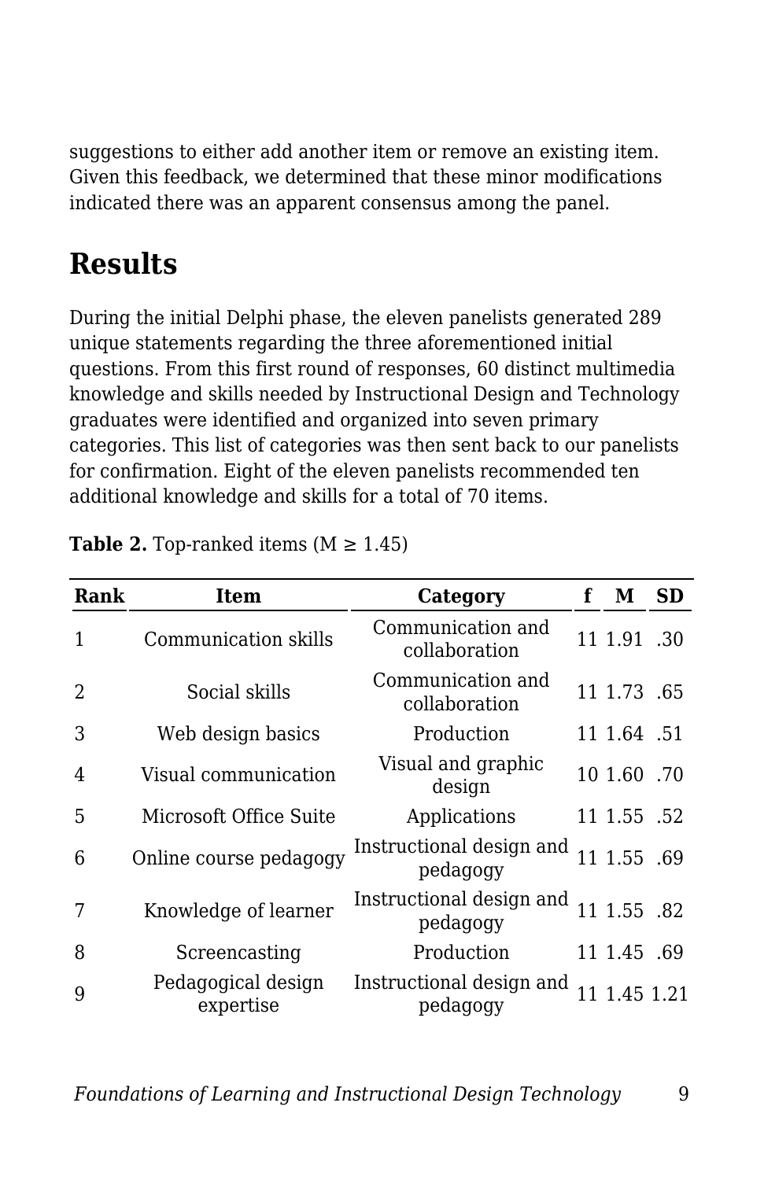suggestions to either add another item or remove an existing item. Given this feedback, we determined that these minor modifications indicated there was an apparent consensus among the panel.

## Results

During the initial Delphi phase, the eleven panelists generated 289 unique statements regarding the three aforementioned initial questions. From this first round of responses, 60 distinct multimedia knowledge and skills needed by Instructional Design and Technology graduates were identified and organized into seven primary categories. This list of categories was then sent back to our panelists for confirmation. Eight of the eleven panelists recommended ten additional knowledge and skills for a total of 70 items.

**Table 2.** Top-ranked items (M ≥ 1.45)

| Rank | Item | Category | f | M | SD |
|---|---|---|---|---|---|
| 1 | Communication skills | Communication and collaboration | 11 | 1.91 | .30 |
| 2 | Social skills | Communication and collaboration | 11 | 1.73 | .65 |
| 3 | Web design basics | Production | 11 | 1.64 | .51 |
| 4 | Visual communication | Visual and graphic design | 10 | 1.60 | .70 |
| 5 | Microsoft Office Suite | Applications | 11 | 1.55 | .52 |
| 6 | Online course pedagogy | Instructional design and pedagogy | 11 | 1.55 | .69 |
| 7 | Knowledge of learner | Instructional design and pedagogy | 11 | 1.55 | .82 |
| 8 | Screencasting | Production | 11 | 1.45 | .69 |
| 9 | Pedagogical design expertise | Instructional design and pedagogy | 11 | 1.45 | 1.21 |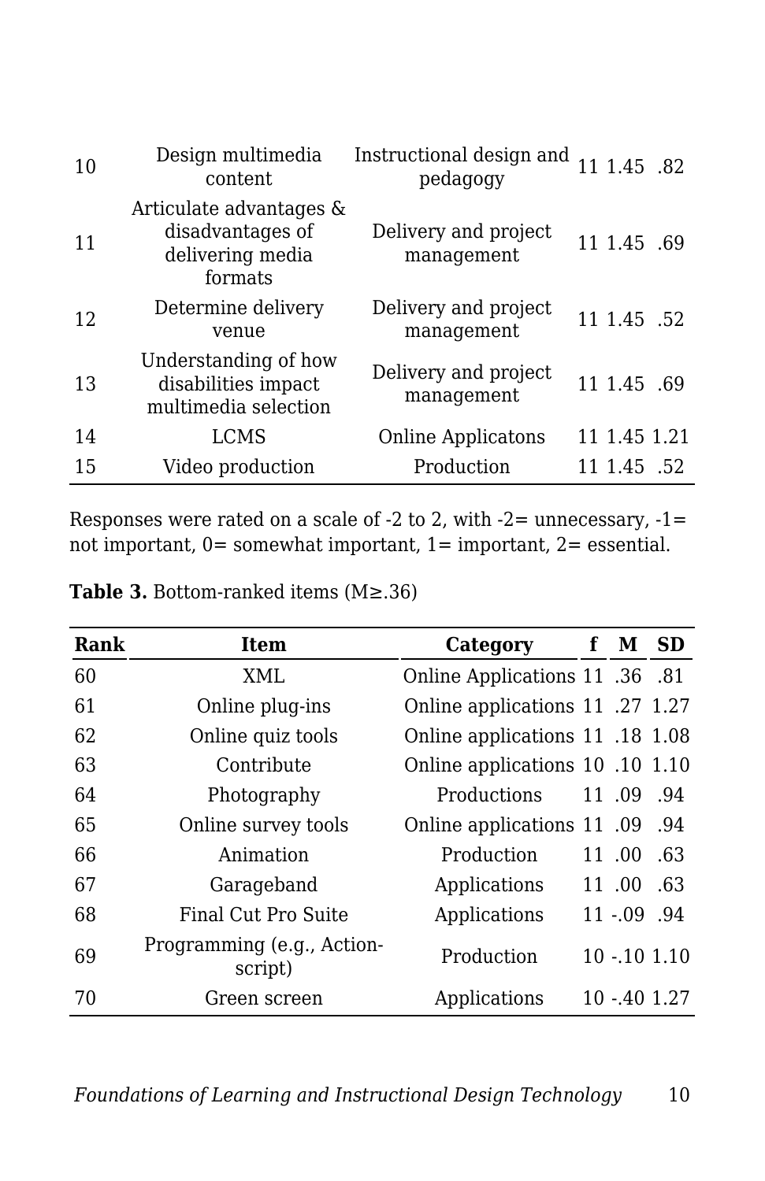| | | | | | |
|---|---|---|---|---|---|
| 10 | Design multimedia content | Instructional design and pedagogy | 11 | 1.45 | .82 |
| 11 | Articulate advantages & disadvantages of delivering media formats | Delivery and project management | 11 | 1.45 | .69 |
| 12 | Determine delivery venue | Delivery and project management | 11 | 1.45 | .52 |
| 13 | Understanding of how disabilities impact multimedia selection | Delivery and project management | 11 | 1.45 | .69 |
| 14 | LCMS | Online Applicatons | 11 | 1.45 | 1.21 |
| 15 | Video production | Production | 11 | 1.45 | .52 |

Responses were rated on a scale of -2 to 2, with -2= unnecessary, -1= not important, 0= somewhat important, 1= important, 2= essential.

**Table 3.** Bottom-ranked items (M≥.36)

| Rank | Item | Category | f | M | SD |
|---|---|---|---|---|---|
| 60 | XML | Online Applications | 11 | .36 | .81 |
| 61 | Online plug-ins | Online applications | 11 | .27 | 1.27 |
| 62 | Online quiz tools | Online applications | 11 | .18 | 1.08 |
| 63 | Contribute | Online applications | 10 | .10 | 1.10 |
| 64 | Photography | Productions | 11 | .09 | .94 |
| 65 | Online survey tools | Online applications | 11 | .09 | .94 |
| 66 | Animation | Production | 11 | .00 | .63 |
| 67 | Garageband | Applications | 11 | .00 | .63 |
| 68 | Final Cut Pro Suite | Applications | 11 | -.09 | .94 |
| 69 | Programming (e.g., Action-script) | Production | 10 | -.10 | 1.10 |
| 70 | Green screen | Applications | 10 | -.40 | 1.27 |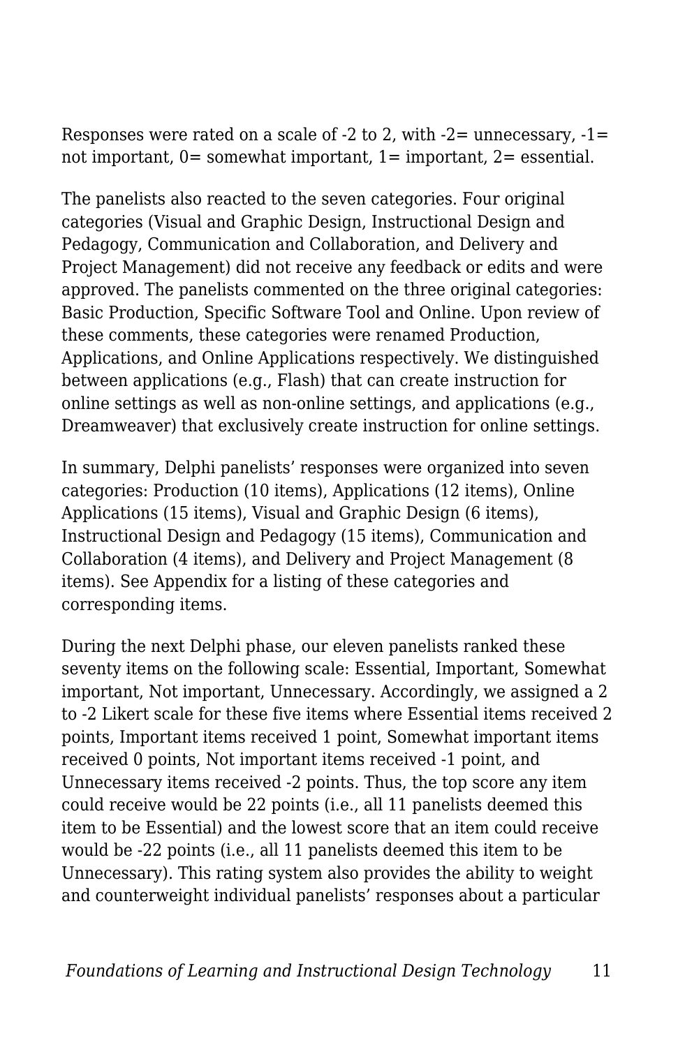Responses were rated on a scale of -2 to 2, with -2= unnecessary, -1= not important, 0= somewhat important, 1= important, 2= essential.

The panelists also reacted to the seven categories. Four original categories (Visual and Graphic Design, Instructional Design and Pedagogy, Communication and Collaboration, and Delivery and Project Management) did not receive any feedback or edits and were approved. The panelists commented on the three original categories: Basic Production, Specific Software Tool and Online. Upon review of these comments, these categories were renamed Production, Applications, and Online Applications respectively. We distinguished between applications (e.g., Flash) that can create instruction for online settings as well as non-online settings, and applications (e.g., Dreamweaver) that exclusively create instruction for online settings.

In summary, Delphi panelists' responses were organized into seven categories: Production (10 items), Applications (12 items), Online Applications (15 items), Visual and Graphic Design (6 items), Instructional Design and Pedagogy (15 items), Communication and Collaboration (4 items), and Delivery and Project Management (8 items). See Appendix for a listing of these categories and corresponding items.

During the next Delphi phase, our eleven panelists ranked these seventy items on the following scale: Essential, Important, Somewhat important, Not important, Unnecessary. Accordingly, we assigned a 2 to -2 Likert scale for these five items where Essential items received 2 points, Important items received 1 point, Somewhat important items received 0 points, Not important items received -1 point, and Unnecessary items received -2 points. Thus, the top score any item could receive would be 22 points (i.e., all 11 panelists deemed this item to be Essential) and the lowest score that an item could receive would be -22 points (i.e., all 11 panelists deemed this item to be Unnecessary). This rating system also provides the ability to weight and counterweight individual panelists' responses about a particular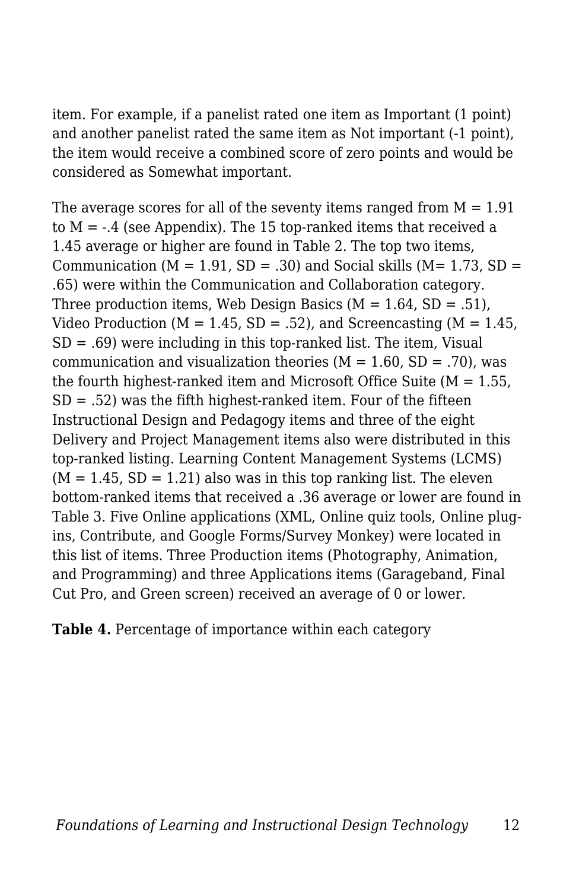item. For example, if a panelist rated one item as Important (1 point) and another panelist rated the same item as Not important (-1 point), the item would receive a combined score of zero points and would be considered as Somewhat important.

The average scores for all of the seventy items ranged from $M = 1.91$ to $M = -.4$ (see Appendix). The 15 top-ranked items that received a 1.45 average or higher are found in Table 2. The top two items, Communication ($M = 1.91$, $SD = .30$) and Social skills ($M = 1.73$, $SD = .65$) were within the Communication and Collaboration category. Three production items, Web Design Basics ($M = 1.64$, $SD = .51$), Video Production ($M = 1.45$, $SD = .52$), and Screencasting ($M = 1.45$, $SD = .69$) were including in this top-ranked list. The item, Visual communication and visualization theories ($M = 1.60$, $SD = .70$), was the fourth highest-ranked item and Microsoft Office Suite ($M = 1.55$, $SD = .52$) was the fifth highest-ranked item. Four of the fifteen Instructional Design and Pedagogy items and three of the eight Delivery and Project Management items also were distributed in this top-ranked listing. Learning Content Management Systems (LCMS) ($M = 1.45$, $SD = 1.21$) also was in this top ranking list. The eleven bottom-ranked items that received a .36 average or lower are found in Table 3. Five Online applications (XML, Online quiz tools, Online plug-ins, Contribute, and Google Forms/Survey Monkey) were located in this list of items. Three Production items (Photography, Animation, and Programming) and three Applications items (Garageband, Final Cut Pro, and Green screen) received an average of 0 or lower.

**Table 4.** Percentage of importance within each category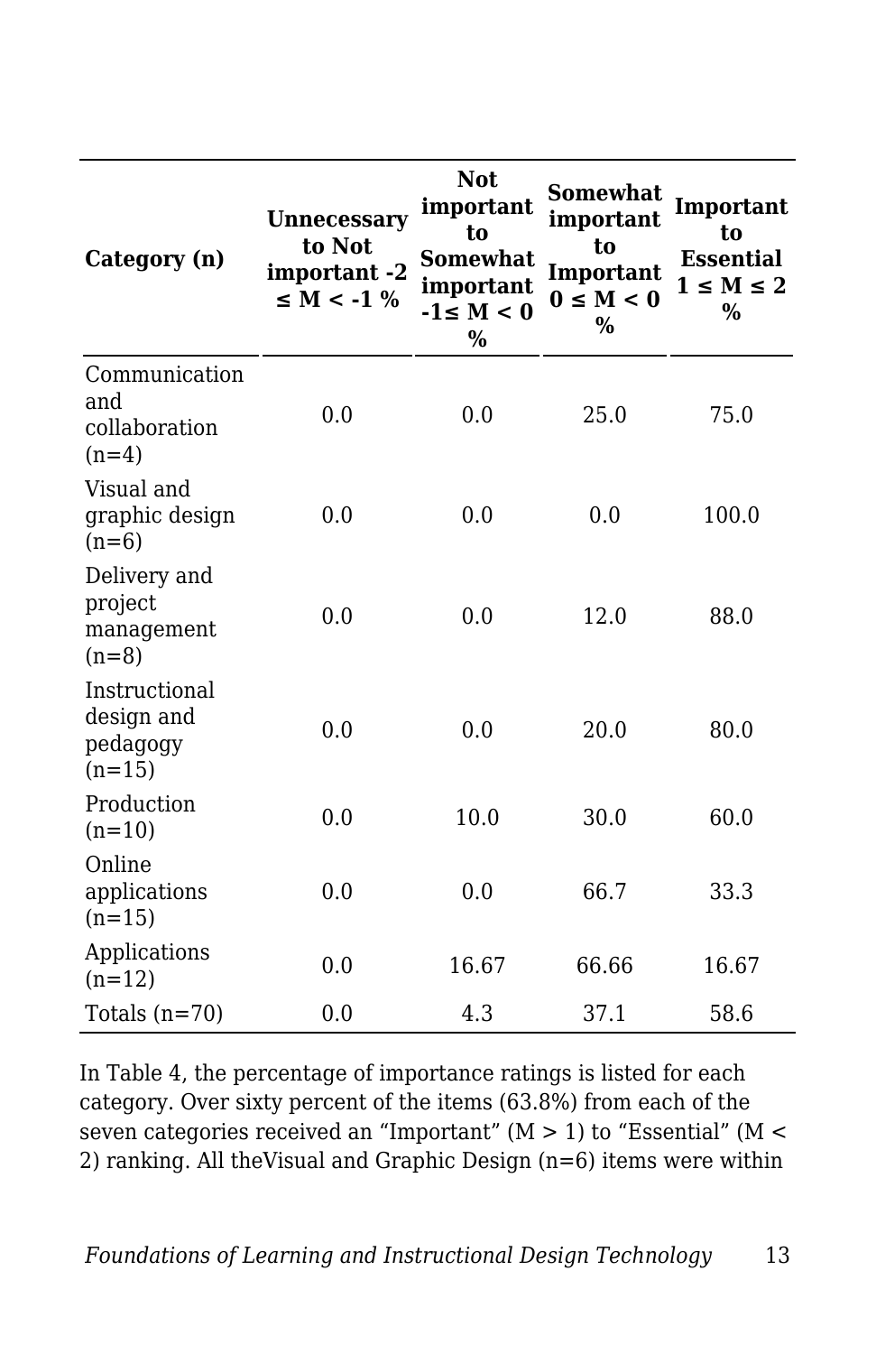| Category (n) | Unnecessary to Not important $-2 \leq M < -1$ % | Not important to Somewhat important $-1 \leq M < 0$ % | Somewhat important to Important $0 \leq M < 0$ % | Important to Essential $1 \leq M \leq 2$ % |
|---|---|---|---|---|
| Communication and collaboration (n=4) | 0.0 | 0.0 | 25.0 | 75.0 |
| Visual and graphic design (n=6) | 0.0 | 0.0 | 0.0 | 100.0 |
| Delivery and project management (n=8) | 0.0 | 0.0 | 12.0 | 88.0 |
| Instructional design and pedagogy (n=15) | 0.0 | 0.0 | 20.0 | 80.0 |
| Production (n=10) | 0.0 | 10.0 | 30.0 | 60.0 |
| Online applications (n=15) | 0.0 | 0.0 | 66.7 | 33.3 |
| Applications (n=12) | 0.0 | 16.67 | 66.66 | 16.67 |
| Totals (n=70) | 0.0 | 4.3 | 37.1 | 58.6 |

In Table 4, the percentage of importance ratings is listed for each category. Over sixty percent of the items (63.8%) from each of the seven categories received an "Important" ($M > 1$) to "Essential" ($M < 2$) ranking. All theVisual and Graphic Design (n=6) items were within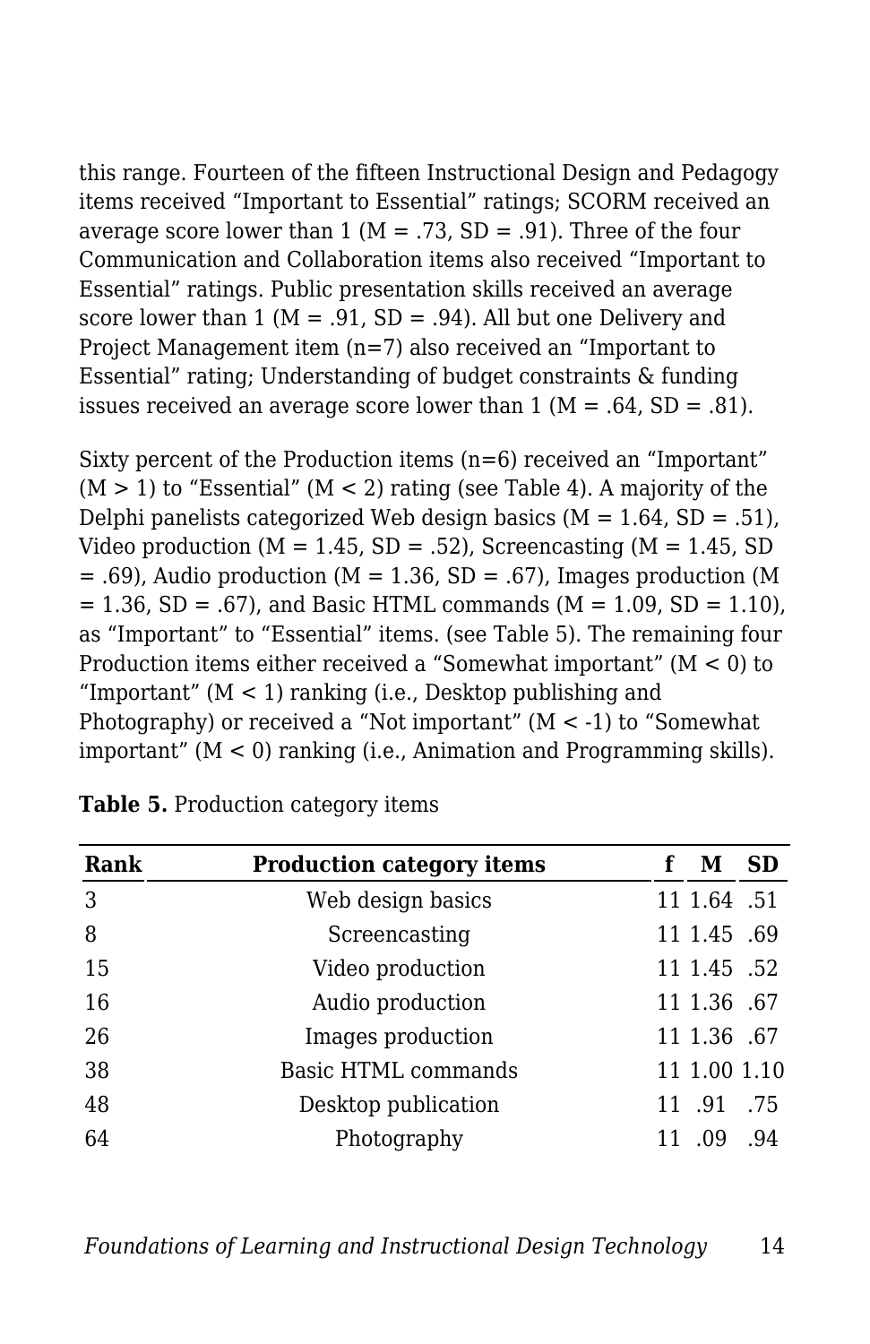this range. Fourteen of the fifteen Instructional Design and Pedagogy items received “Important to Essential” ratings; SCORM received an average score lower than 1 ($M = .73$, $SD = .91$). Three of the four Communication and Collaboration items also received “Important to Essential” ratings. Public presentation skills received an average score lower than 1 ($M = .91$, $SD = .94$). All but one Delivery and Project Management item ($n=7$) also received an “Important to Essential” rating; Understanding of budget constraints & funding issues received an average score lower than 1 ($M = .64$, $SD = .81$).

Sixty percent of the Production items ($n=6$) received an “Important” ($M > 1$) to “Essential” ($M < 2$) rating (see Table 4). A majority of the Delphi panelists categorized Web design basics ($M = 1.64$, $SD = .51$), Video production ($M = 1.45$, $SD = .52$), Screencasting ($M = 1.45$, $SD = .69$), Audio production ($M = 1.36$, $SD = .67$), Images production ($M = 1.36$, $SD = .67$), and Basic HTML commands ($M = 1.09$, $SD = 1.10$), as “Important” to “Essential” items. (see Table 5). The remaining four Production items either received a “Somewhat important” ($M < 0$) to “Important” ($M < 1$) ranking (i.e., Desktop publishing and Photography) or received a “Not important” ($M < -1$) to “Somewhat important” ($M < 0$) ranking (i.e., Animation and Programming skills).

**Table 5.** Production category items

| Rank | Production category items | f | M | SD |
|---|---|---|---|---|
| 3 | Web design basics | 11 | 1.64 | .51 |
| 8 | Screencasting | 11 | 1.45 | .69 |
| 15 | Video production | 11 | 1.45 | .52 |
| 16 | Audio production | 11 | 1.36 | .67 |
| 26 | Images production | 11 | 1.36 | .67 |
| 38 | Basic HTML commands | 11 | 1.00 | 1.10 |
| 48 | Desktop publication | 11 | .91 | .75 |
| 64 | Photography | 11 | .09 | .94 |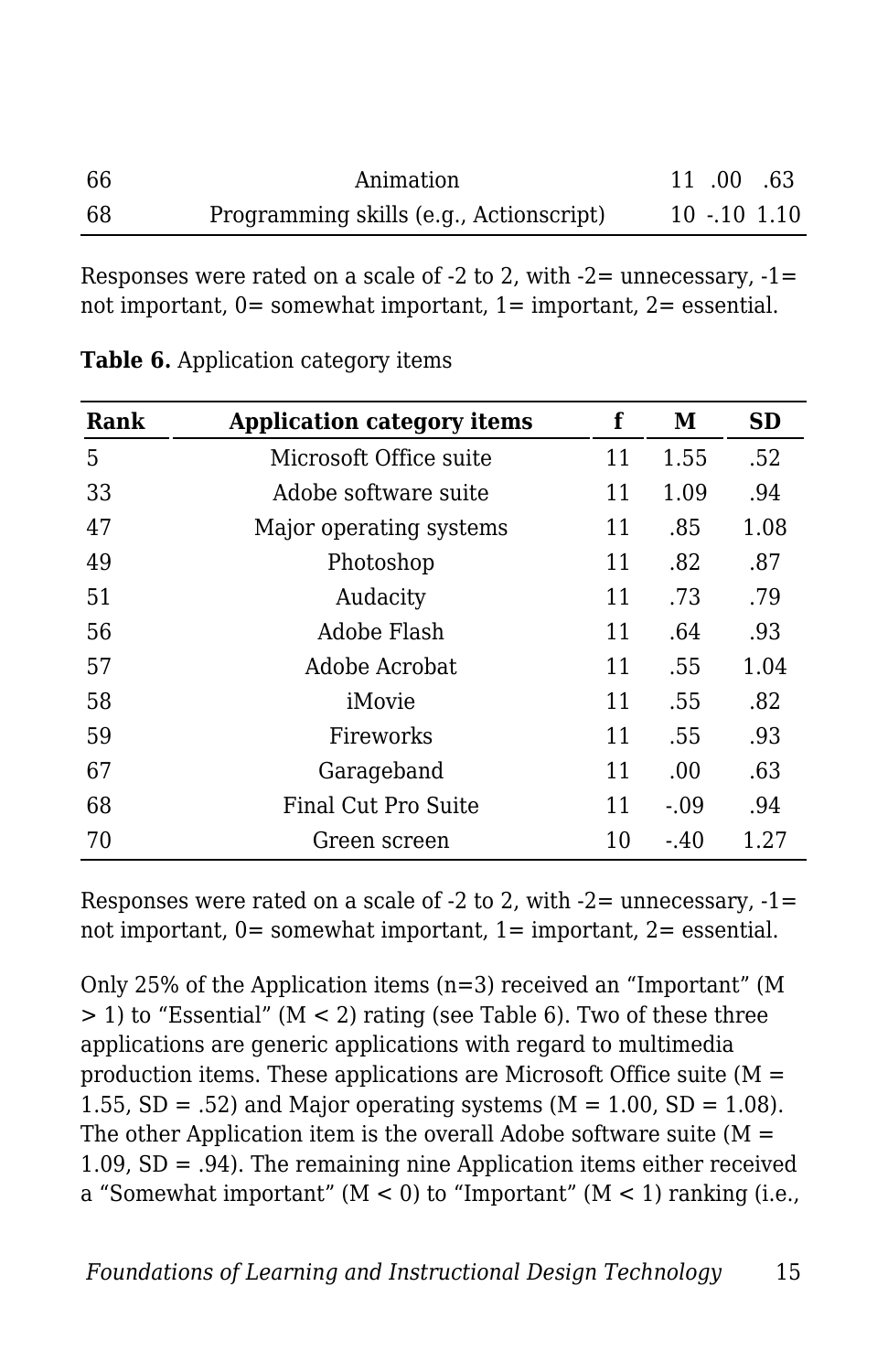| | | | | |
|---|---|---|---|---|
| 66 | Animation | 11 | .00 | .63 |
| 68 | Programming skills (e.g., Actionscript) | 10 | -.10 | 1.10 |

Responses were rated on a scale of -2 to 2, with -2= unnecessary, -1= not important, 0= somewhat important, 1= important, 2= essential.

**Table 6.** Application category items

| Rank | Application category items | f | M | SD |
|---|---|---|---|---|
| 5 | Microsoft Office suite | 11 | 1.55 | .52 |
| 33 | Adobe software suite | 11 | 1.09 | .94 |
| 47 | Major operating systems | 11 | .85 | 1.08 |
| 49 | Photoshop | 11 | .82 | .87 |
| 51 | Audacity | 11 | .73 | .79 |
| 56 | Adobe Flash | 11 | .64 | .93 |
| 57 | Adobe Acrobat | 11 | .55 | 1.04 |
| 58 | iMovie | 11 | .55 | .82 |
| 59 | Fireworks | 11 | .55 | .93 |
| 67 | Garageband | 11 | .00 | .63 |
| 68 | Final Cut Pro Suite | 11 | -.09 | .94 |
| 70 | Green screen | 10 | -.40 | 1.27 |

Responses were rated on a scale of -2 to 2, with -2= unnecessary, -1= not important, 0= somewhat important, 1= important, 2= essential.

Only 25% of the Application items (n=3) received an "Important" (M > 1) to "Essential" (M < 2) rating (see Table 6). Two of these three applications are generic applications with regard to multimedia production items. These applications are Microsoft Office suite (M = 1.55, SD = .52) and Major operating systems (M = 1.00, SD = 1.08). The other Application item is the overall Adobe software suite (M = 1.09, SD = .94). The remaining nine Application items either received a "Somewhat important" (M < 0) to "Important" (M < 1) ranking (i.e.,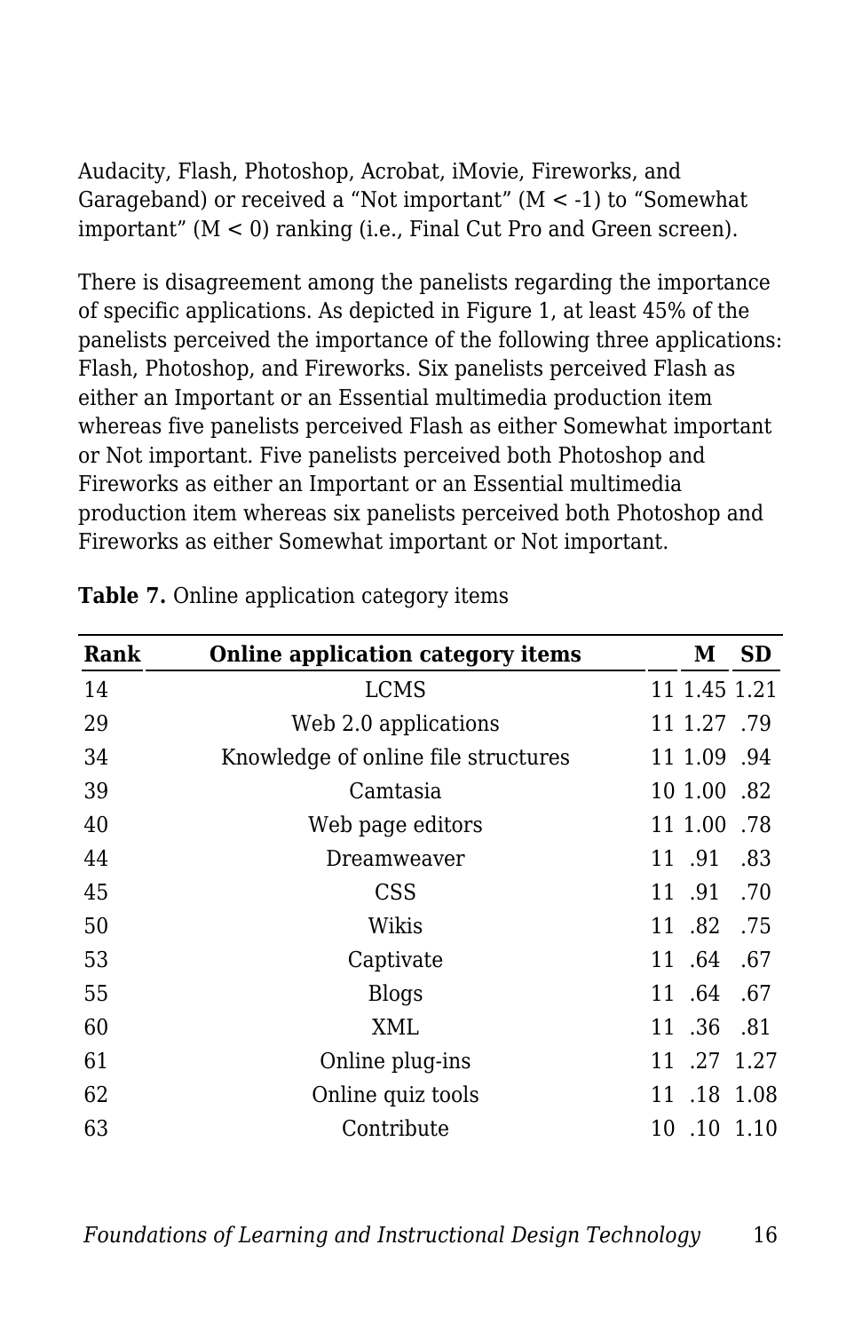Audacity, Flash, Photoshop, Acrobat, iMovie, Fireworks, and Garageband) or received a "Not important" ($M < -1$) to "Somewhat important" ($M < 0$) ranking (i.e., Final Cut Pro and Green screen).

There is disagreement among the panelists regarding the importance of specific applications. As depicted in Figure 1, at least 45% of the panelists perceived the importance of the following three applications: Flash, Photoshop, and Fireworks. Six panelists perceived Flash as either an Important or an Essential multimedia production item whereas five panelists perceived Flash as either Somewhat important or Not important. Five panelists perceived both Photoshop and Fireworks as either an Important or an Essential multimedia production item whereas six panelists perceived both Photoshop and Fireworks as either Somewhat important or Not important.

**Table 7.** Online application category items

| Rank | Online application category items | | M | SD |
|---|---|---|---|---|
| 14 | LCMS | 11 | 1.45 | 1.21 |
| 29 | Web 2.0 applications | 11 | 1.27 | .79 |
| 34 | Knowledge of online file structures | 11 | 1.09 | .94 |
| 39 | Camtasia | 10 | 1.00 | .82 |
| 40 | Web page editors | 11 | 1.00 | .78 |
| 44 | Dreamweaver | 11 | .91 | .83 |
| 45 | CSS | 11 | .91 | .70 |
| 50 | Wikis | 11 | .82 | .75 |
| 53 | Captivate | 11 | .64 | .67 |
| 55 | Blogs | 11 | .64 | .67 |
| 60 | XML | 11 | .36 | .81 |
| 61 | Online plug-ins | 11 | .27 | 1.27 |
| 62 | Online quiz tools | 11 | .18 | 1.08 |
| 63 | Contribute | 10 | .10 | 1.10 |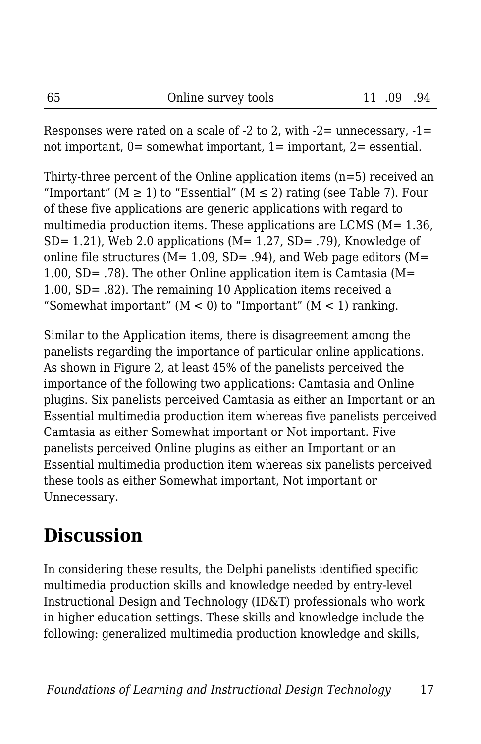| 65 | Online survey tools | 11 | .09 | .94 |
|---|---|---|---|---|

Responses were rated on a scale of -2 to 2, with -2= unnecessary, -1= not important, 0= somewhat important, 1= important, 2= essential.

Thirty-three percent of the Online application items (n=5) received an “Important” ($M \geq 1$) to “Essential” ($M \leq 2$) rating (see Table 7). Four of these five applications are generic applications with regard to multimedia production items. These applications are LCMS (M= 1.36, SD= 1.21), Web 2.0 applications (M= 1.27, SD= .79), Knowledge of online file structures (M= 1.09, SD= .94), and Web page editors (M= 1.00, SD= .78). The other Online application item is Camtasia (M= 1.00, SD= .82). The remaining 10 Application items received a “Somewhat important” ($M < 0$) to “Important” ($M < 1$) ranking.

Similar to the Application items, there is disagreement among the panelists regarding the importance of particular online applications. As shown in Figure 2, at least 45% of the panelists perceived the importance of the following two applications: Camtasia and Online plugins. Six panelists perceived Camtasia as either an Important or an Essential multimedia production item whereas five panelists perceived Camtasia as either Somewhat important or Not important. Five panelists perceived Online plugins as either an Important or an Essential multimedia production item whereas six panelists perceived these tools as either Somewhat important, Not important or Unnecessary.

## Discussion

In considering these results, the Delphi panelists identified specific multimedia production skills and knowledge needed by entry-level Instructional Design and Technology (ID&T) professionals who work in higher education settings. These skills and knowledge include the following: generalized multimedia production knowledge and skills,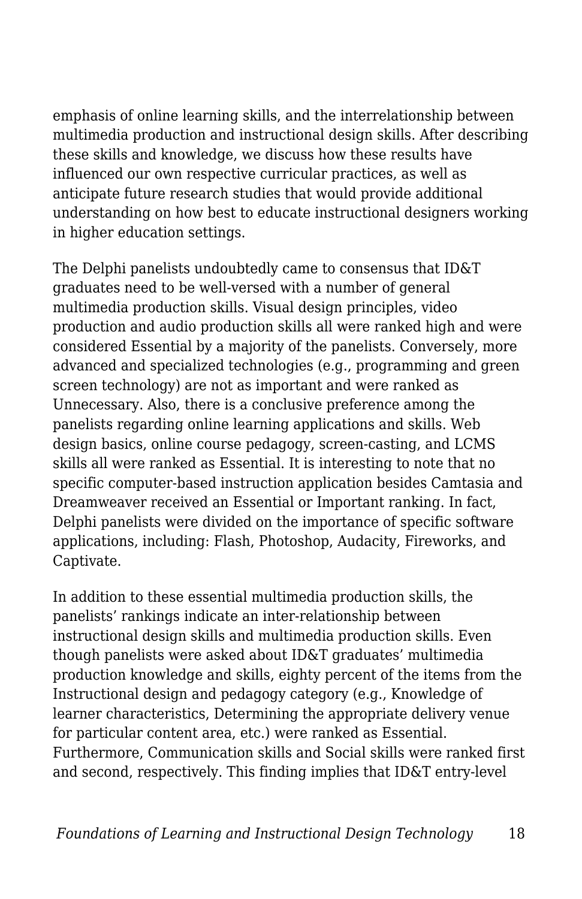emphasis of online learning skills, and the interrelationship between multimedia production and instructional design skills. After describing these skills and knowledge, we discuss how these results have influenced our own respective curricular practices, as well as anticipate future research studies that would provide additional understanding on how best to educate instructional designers working in higher education settings.

The Delphi panelists undoubtedly came to consensus that ID&T graduates need to be well-versed with a number of general multimedia production skills. Visual design principles, video production and audio production skills all were ranked high and were considered Essential by a majority of the panelists. Conversely, more advanced and specialized technologies (e.g., programming and green screen technology) are not as important and were ranked as Unnecessary. Also, there is a conclusive preference among the panelists regarding online learning applications and skills. Web design basics, online course pedagogy, screen-casting, and LCMS skills all were ranked as Essential. It is interesting to note that no specific computer-based instruction application besides Camtasia and Dreamweaver received an Essential or Important ranking. In fact, Delphi panelists were divided on the importance of specific software applications, including: Flash, Photoshop, Audacity, Fireworks, and Captivate.

In addition to these essential multimedia production skills, the panelists' rankings indicate an inter-relationship between instructional design skills and multimedia production skills. Even though panelists were asked about ID&T graduates' multimedia production knowledge and skills, eighty percent of the items from the Instructional design and pedagogy category (e.g., Knowledge of learner characteristics, Determining the appropriate delivery venue for particular content area, etc.) were ranked as Essential. Furthermore, Communication skills and Social skills were ranked first and second, respectively. This finding implies that ID&T entry-level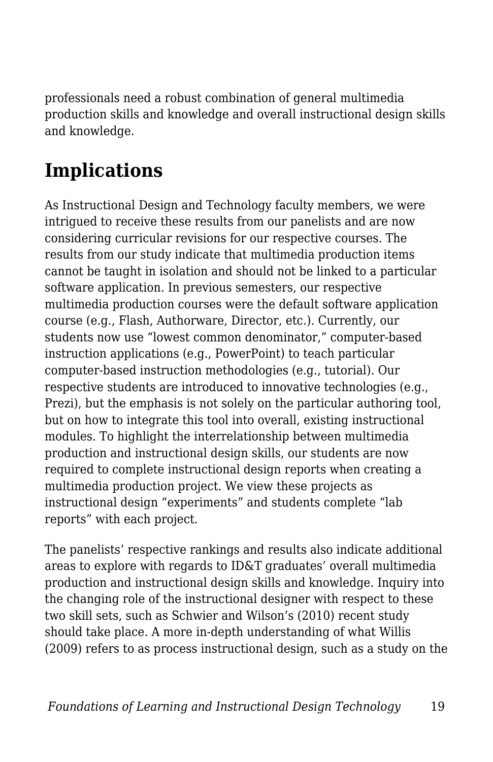professionals need a robust combination of general multimedia production skills and knowledge and overall instructional design skills and knowledge.

## Implications

As Instructional Design and Technology faculty members, we were intrigued to receive these results from our panelists and are now considering curricular revisions for our respective courses. The results from our study indicate that multimedia production items cannot be taught in isolation and should not be linked to a particular software application. In previous semesters, our respective multimedia production courses were the default software application course (e.g., Flash, Authorware, Director, etc.). Currently, our students now use "lowest common denominator," computer-based instruction applications (e.g., PowerPoint) to teach particular computer-based instruction methodologies (e.g., tutorial). Our respective students are introduced to innovative technologies (e.g., Prezi), but the emphasis is not solely on the particular authoring tool, but on how to integrate this tool into overall, existing instructional modules. To highlight the interrelationship between multimedia production and instructional design skills, our students are now required to complete instructional design reports when creating a multimedia production project. We view these projects as instructional design "experiments" and students complete "lab reports" with each project.

The panelists' respective rankings and results also indicate additional areas to explore with regards to ID&T graduates' overall multimedia production and instructional design skills and knowledge. Inquiry into the changing role of the instructional designer with respect to these two skill sets, such as Schwier and Wilson's (2010) recent study should take place. A more in-depth understanding of what Willis (2009) refers to as process instructional design, such as a study on the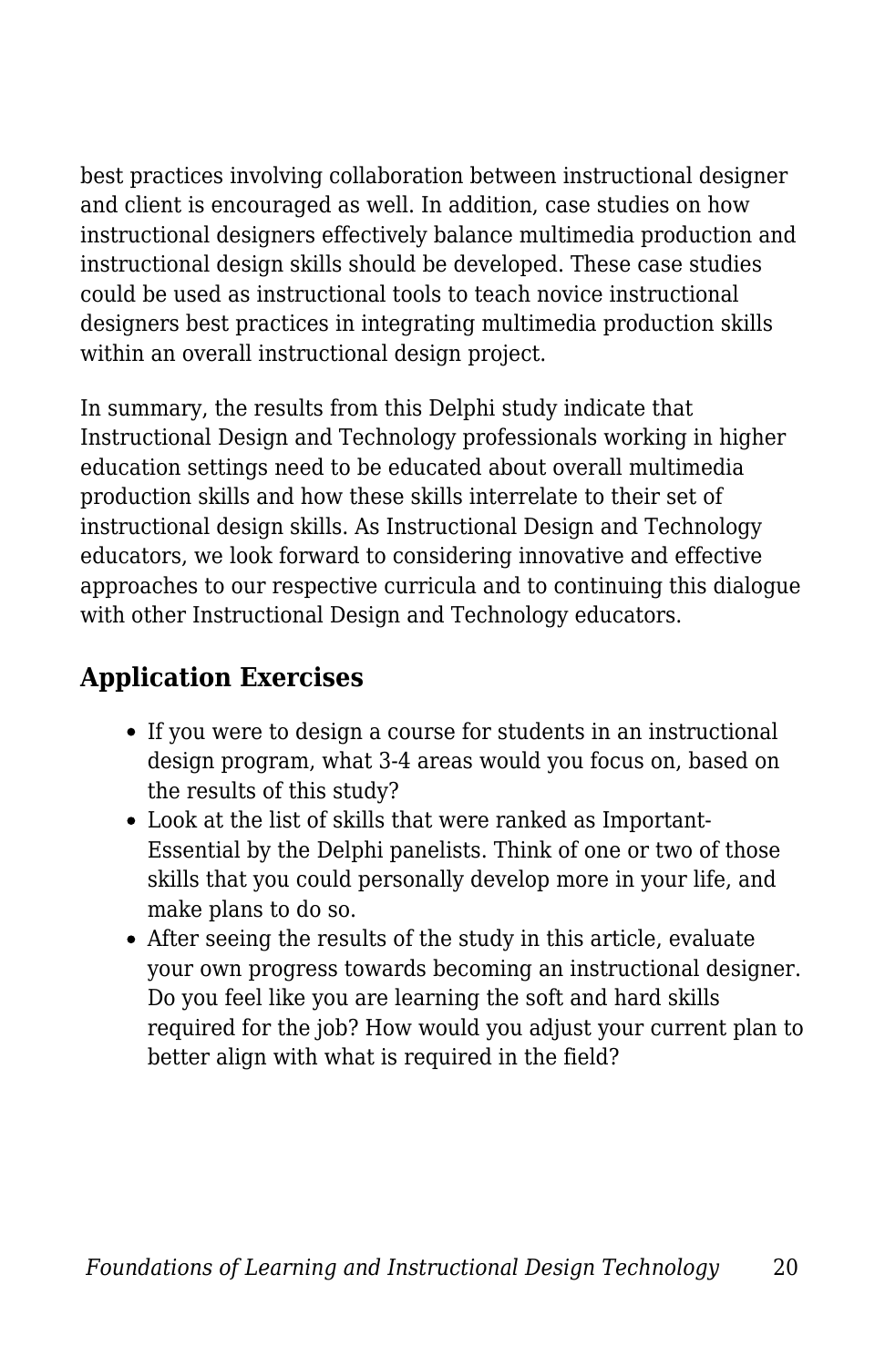best practices involving collaboration between instructional designer and client is encouraged as well. In addition, case studies on how instructional designers effectively balance multimedia production and instructional design skills should be developed. These case studies could be used as instructional tools to teach novice instructional designers best practices in integrating multimedia production skills within an overall instructional design project.

In summary, the results from this Delphi study indicate that Instructional Design and Technology professionals working in higher education settings need to be educated about overall multimedia production skills and how these skills interrelate to their set of instructional design skills. As Instructional Design and Technology educators, we look forward to considering innovative and effective approaches to our respective curricula and to continuing this dialogue with other Instructional Design and Technology educators.

## Application Exercises

- If you were to design a course for students in an instructional design program, what 3-4 areas would you focus on, based on the results of this study?
- Look at the list of skills that were ranked as Important-Essential by the Delphi panelists. Think of one or two of those skills that you could personally develop more in your life, and make plans to do so.
- After seeing the results of the study in this article, evaluate your own progress towards becoming an instructional designer. Do you feel like you are learning the soft and hard skills required for the job? How would you adjust your current plan to better align with what is required in the field?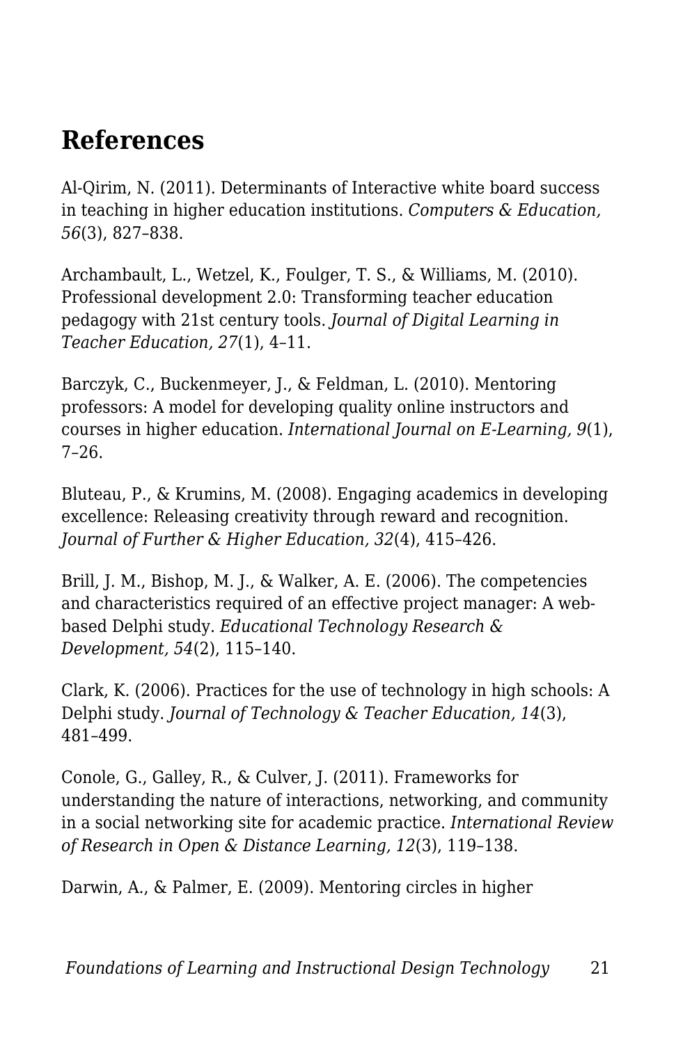## References

Al-Qirim, N. (2011). Determinants of Interactive white board success in teaching in higher education institutions. *Computers & Education, 56*(3), 827–838.

Archambault, L., Wetzel, K., Foulger, T. S., & Williams, M. (2010). Professional development 2.0: Transforming teacher education pedagogy with 21st century tools. *Journal of Digital Learning in Teacher Education, 27*(1), 4–11.

Barczyk, C., Buckenmeyer, J., & Feldman, L. (2010). Mentoring professors: A model for developing quality online instructors and courses in higher education. *International Journal on E-Learning, 9*(1), 7–26.

Bluteau, P., & Krumins, M. (2008). Engaging academics in developing excellence: Releasing creativity through reward and recognition. *Journal of Further & Higher Education, 32*(4), 415–426.

Brill, J. M., Bishop, M. J., & Walker, A. E. (2006). The competencies and characteristics required of an effective project manager: A web-based Delphi study. *Educational Technology Research & Development, 54*(2), 115–140.

Clark, K. (2006). Practices for the use of technology in high schools: A Delphi study. *Journal of Technology & Teacher Education, 14*(3), 481–499.

Conole, G., Galley, R., & Culver, J. (2011). Frameworks for understanding the nature of interactions, networking, and community in a social networking site for academic practice. *International Review of Research in Open & Distance Learning, 12*(3), 119–138.

Darwin, A., & Palmer, E. (2009). Mentoring circles in higher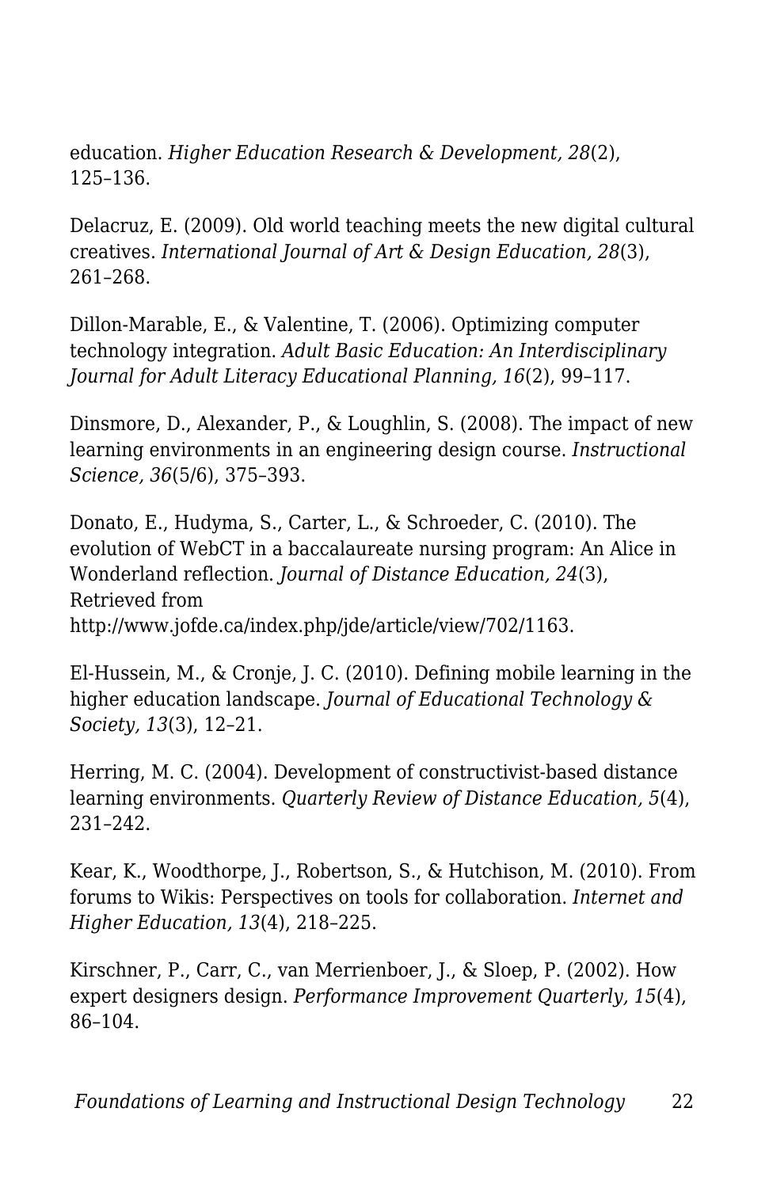education. *Higher Education Research & Development, 28*(2), 125–136.

Delacruz, E. (2009). Old world teaching meets the new digital cultural creatives. *International Journal of Art & Design Education, 28*(3), 261–268.

Dillon-Marable, E., & Valentine, T. (2006). Optimizing computer technology integration. *Adult Basic Education: An Interdisciplinary Journal for Adult Literacy Educational Planning, 16*(2), 99–117.

Dinsmore, D., Alexander, P., & Loughlin, S. (2008). The impact of new learning environments in an engineering design course. *Instructional Science, 36*(5/6), 375–393.

Donato, E., Hudyma, S., Carter, L., & Schroeder, C. (2010). The evolution of WebCT in a baccalaureate nursing program: An Alice in Wonderland reflection. *Journal of Distance Education, 24*(3), Retrieved from http://www.jofde.ca/index.php/jde/article/view/702/1163.

El-Hussein, M., & Cronje, J. C. (2010). Defining mobile learning in the higher education landscape. *Journal of Educational Technology & Society, 13*(3), 12–21.

Herring, M. C. (2004). Development of constructivist-based distance learning environments. *Quarterly Review of Distance Education, 5*(4), 231–242.

Kear, K., Woodthorpe, J., Robertson, S., & Hutchison, M. (2010). From forums to Wikis: Perspectives on tools for collaboration. *Internet and Higher Education, 13*(4), 218–225.

Kirschner, P., Carr, C., van Merrienboer, J., & Sloep, P. (2002). How expert designers design. *Performance Improvement Quarterly, 15*(4), 86–104.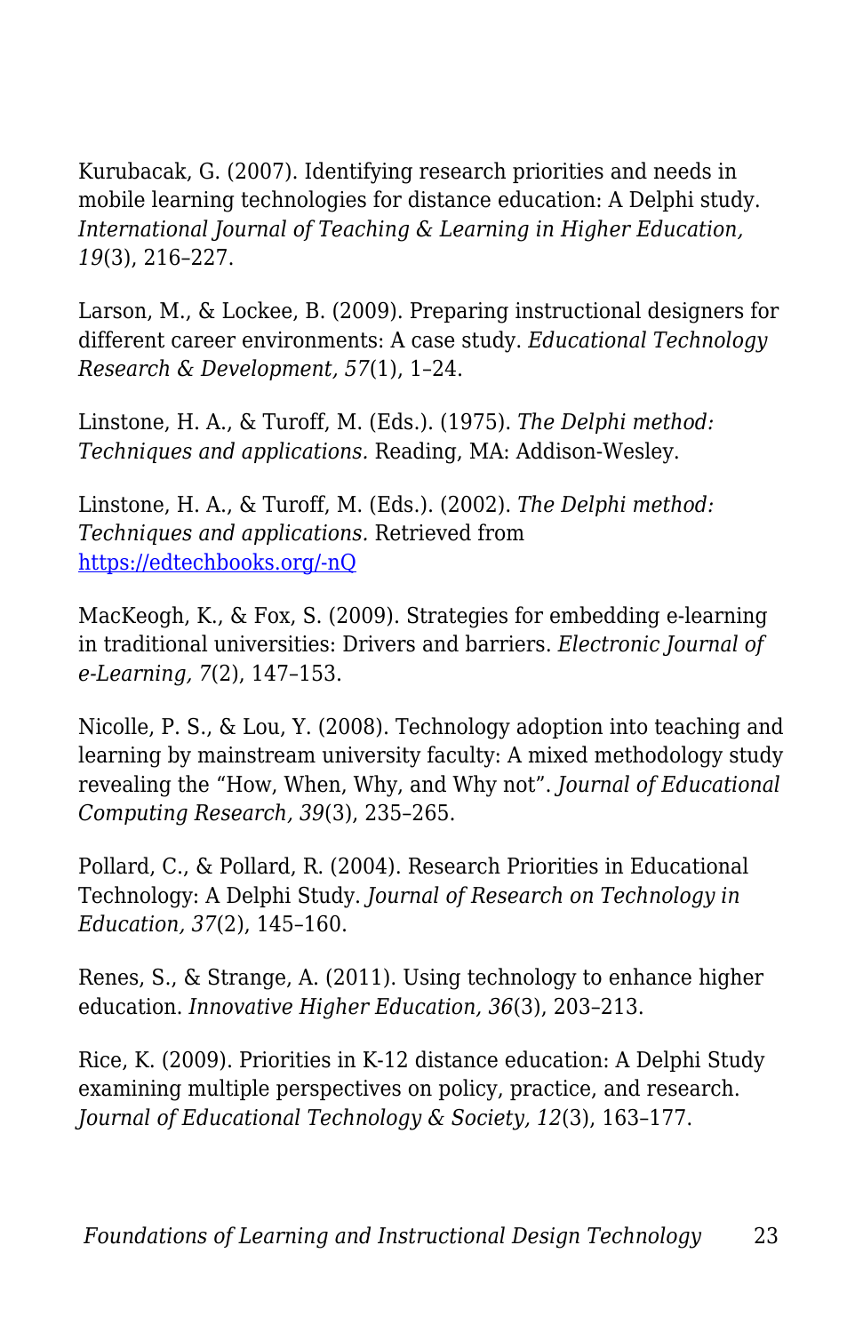Kurubacak, G. (2007). Identifying research priorities and needs in mobile learning technologies for distance education: A Delphi study. *International Journal of Teaching & Learning in Higher Education, 19*(3), 216–227.

Larson, M., & Lockee, B. (2009). Preparing instructional designers for different career environments: A case study. *Educational Technology Research & Development, 57*(1), 1–24.

Linstone, H. A., & Turoff, M. (Eds.). (1975). *The Delphi method: Techniques and applications.* Reading, MA: Addison-Wesley.

Linstone, H. A., & Turoff, M. (Eds.). (2002). *The Delphi method: Techniques and applications.* Retrieved from [https://edtechbooks.org/-nQ](https://edtechbooks.org/-nQ)

MacKeogh, K., & Fox, S. (2009). Strategies for embedding e-learning in traditional universities: Drivers and barriers. *Electronic Journal of e-Learning, 7*(2), 147–153.

Nicolle, P. S., & Lou, Y. (2008). Technology adoption into teaching and learning by mainstream university faculty: A mixed methodology study revealing the "How, When, Why, and Why not". *Journal of Educational Computing Research, 39*(3), 235–265.

Pollard, C., & Pollard, R. (2004). Research Priorities in Educational Technology: A Delphi Study. *Journal of Research on Technology in Education, 37*(2), 145–160.

Renes, S., & Strange, A. (2011). Using technology to enhance higher education. *Innovative Higher Education, 36*(3), 203–213.

Rice, K. (2009). Priorities in K-12 distance education: A Delphi Study examining multiple perspectives on policy, practice, and research. *Journal of Educational Technology & Society, 12*(3), 163–177.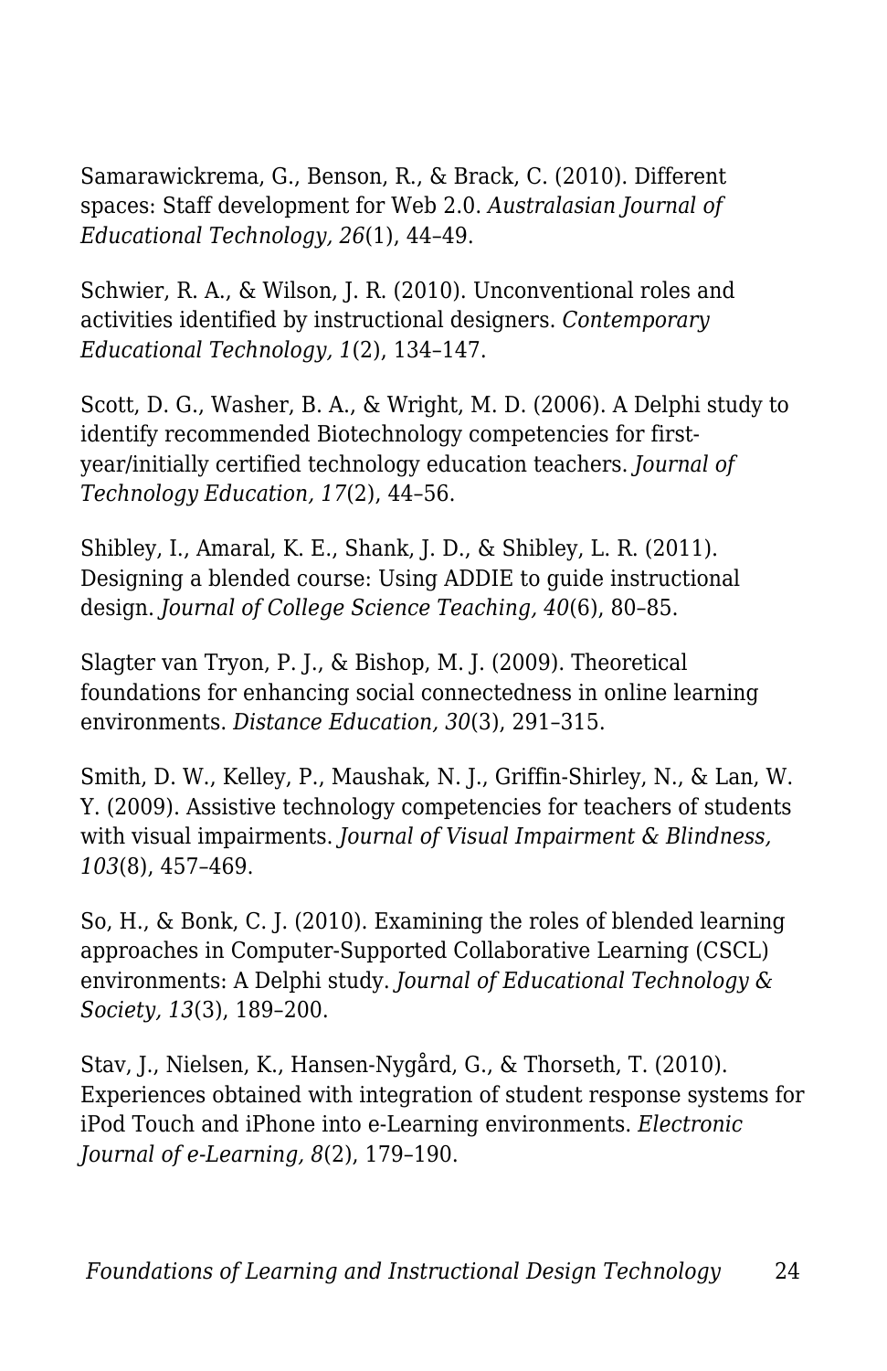Samarawickrema, G., Benson, R., & Brack, C. (2010). Different spaces: Staff development for Web 2.0. *Australasian Journal of Educational Technology, 26*(1), 44–49.

Schwier, R. A., & Wilson, J. R. (2010). Unconventional roles and activities identified by instructional designers. *Contemporary Educational Technology, 1*(2), 134–147.

Scott, D. G., Washer, B. A., & Wright, M. D. (2006). A Delphi study to identify recommended Biotechnology competencies for first-year/initially certified technology education teachers. *Journal of Technology Education, 17*(2), 44–56.

Shibley, I., Amaral, K. E., Shank, J. D., & Shibley, L. R. (2011). Designing a blended course: Using ADDIE to guide instructional design. *Journal of College Science Teaching, 40*(6), 80–85.

Slagter van Tryon, P. J., & Bishop, M. J. (2009). Theoretical foundations for enhancing social connectedness in online learning environments. *Distance Education, 30*(3), 291–315.

Smith, D. W., Kelley, P., Maushak, N. J., Griffin-Shirley, N., & Lan, W. Y. (2009). Assistive technology competencies for teachers of students with visual impairments. *Journal of Visual Impairment & Blindness, 103*(8), 457–469.

So, H., & Bonk, C. J. (2010). Examining the roles of blended learning approaches in Computer-Supported Collaborative Learning (CSCL) environments: A Delphi study. *Journal of Educational Technology & Society, 13*(3), 189–200.

Stav, J., Nielsen, K., Hansen-Nygård, G., & Thorseth, T. (2010). Experiences obtained with integration of student response systems for iPod Touch and iPhone into e-Learning environments. *Electronic Journal of e-Learning, 8*(2), 179–190.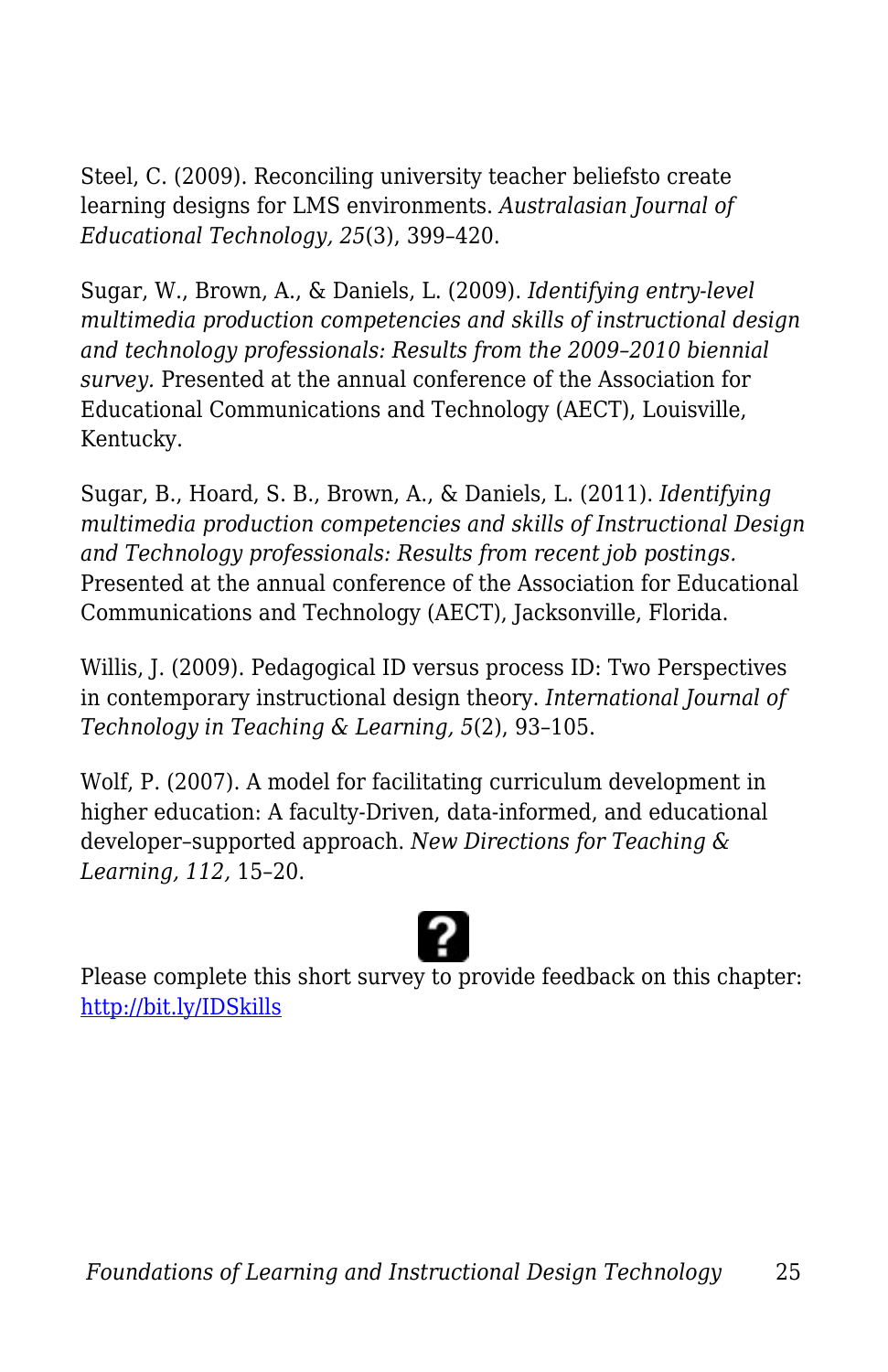Steel, C. (2009). Reconciling university teacher beliefsto create learning designs for LMS environments. *Australasian Journal of Educational Technology, 25*(3), 399–420.

Sugar, W., Brown, A., & Daniels, L. (2009). *Identifying entry-level multimedia production competencies and skills of instructional design and technology professionals: Results from the 2009–2010 biennial survey.* Presented at the annual conference of the Association for Educational Communications and Technology (AECT), Louisville, Kentucky.

Sugar, B., Hoard, S. B., Brown, A., & Daniels, L. (2011). *Identifying multimedia production competencies and skills of Instructional Design and Technology professionals: Results from recent job postings.* Presented at the annual conference of the Association for Educational Communications and Technology (AECT), Jacksonville, Florida.

Willis, J. (2009). Pedagogical ID versus process ID: Two Perspectives in contemporary instructional design theory. *International Journal of Technology in Teaching & Learning, 5*(2), 93–105.

Wolf, P. (2007). A model for facilitating curriculum development in higher education: A faculty-Driven, data-informed, and educational developer–supported approach. *New Directions for Teaching & Learning, 112,* 15–20.

Please complete this short survey to provide feedback on this chapter: [http://bit.ly/IDSkills](http://bit.ly/IDSkills)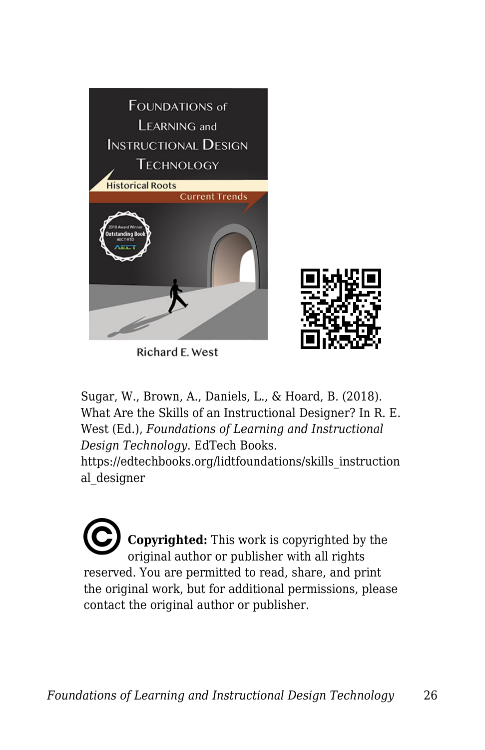Sugar, W., Brown, A., Daniels, L., & Hoard, B. (2018). What Are the Skills of an Instructional Designer? In R. E. West (Ed.), *Foundations of Learning and Instructional Design Technology*. EdTech Books. https://edtechbooks.org/lidtfoundations/skills_instructional_designer

**Copyrighted:** This work is copyrighted by the original author or publisher with all rights reserved. You are permitted to read, share, and print the original work, but for additional permissions, please contact the original author or publisher.